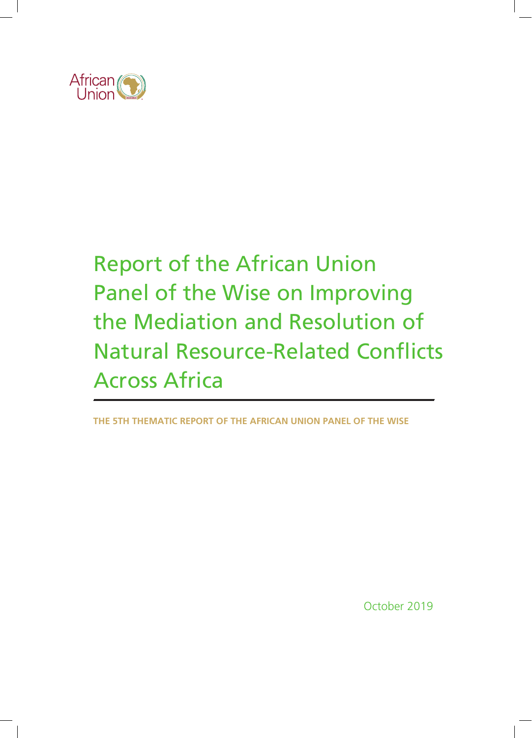African Union

# Report of the African Union Panel of the Wise on Improving the Mediation and Resolution of Natural Resource-Related Conflicts Across Africa

**THE 5TH THEMATIC REPORT OF THE AFRICAN UNION PANEL OF THE WISE**

October 2019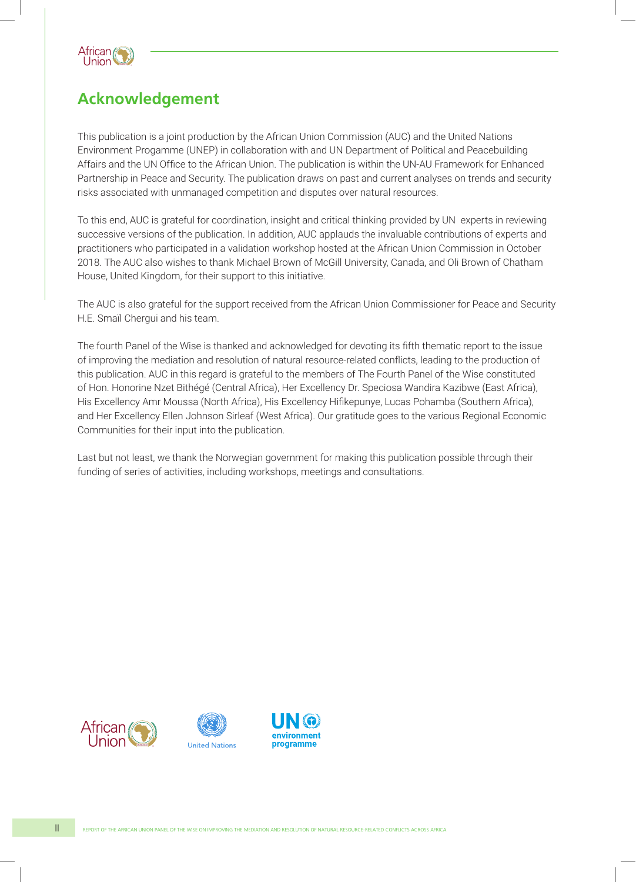# Acknowledgement

This publication is a joint production by the African Union Commission (AUC) and the United Nations Environment Progamme (UNEP) in collaboration with and UN Department of Political and Peacebuilding Affairs and the UN Office to the African Union. The publication is within the UN-AU Framework for Enhanced Partnership in Peace and Security. The publication draws on past and current analyses on trends and security risks associated with unmanaged competition and disputes over natural resources.

To this end, AUC is grateful for coordination, insight and critical thinking provided by UN experts in reviewing successive versions of the publication. In addition, AUC applauds the invaluable contributions of experts and practitioners who participated in a validation workshop hosted at the African Union Commission in October 2018. The AUC also wishes to thank Michael Brown of McGill University, Canada, and Oli Brown of Chatham House, United Kingdom, for their support to this initiative.

The AUC is also grateful for the support received from the African Union Commissioner for Peace and Security H.E. Smaïl Chergui and his team.

The fourth Panel of the Wise is thanked and acknowledged for devoting its fifth thematic report to the issue of improving the mediation and resolution of natural resource-related conflicts, leading to the production of this publication. AUC in this regard is grateful to the members of The Fourth Panel of the Wise constituted of Hon. Honorine Nzet Bithégé (Central Africa), Her Excellency Dr. Speciosa Wandira Kazibwe (East Africa), His Excellency Amr Moussa (North Africa), His Excellency Hifikepunye, Lucas Pohamba (Southern Africa), and Her Excellency Ellen Johnson Sirleaf (West Africa). Our gratitude goes to the various Regional Economic Communities for their input into the publication.

Last but not least, we thank the Norwegian government for making this publication possible through their funding of series of activities, including workshops, meetings and consultations.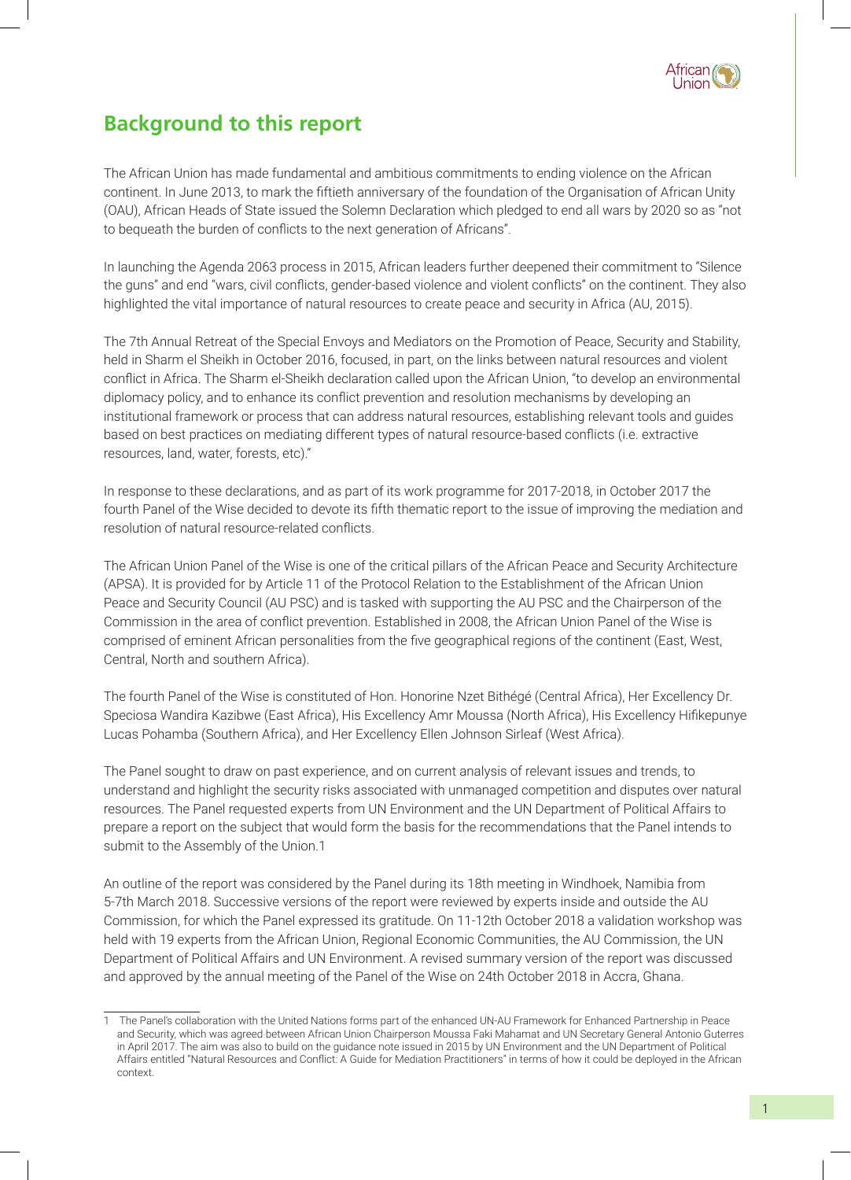## Background to this report

The African Union has made fundamental and ambitious commitments to ending violence on the African continent. In June 2013, to mark the fiftieth anniversary of the foundation of the Organisation of African Unity (OAU), African Heads of State issued the Solemn Declaration which pledged to end all wars by 2020 so as "not to bequeath the burden of conflicts to the next generation of Africans".

In launching the Agenda 2063 process in 2015, African leaders further deepened their commitment to "Silence the guns" and end "wars, civil conflicts, gender-based violence and violent conflicts" on the continent. They also highlighted the vital importance of natural resources to create peace and security in Africa (AU, 2015).

The 7th Annual Retreat of the Special Envoys and Mediators on the Promotion of Peace, Security and Stability, held in Sharm el Sheikh in October 2016, focused, in part, on the links between natural resources and violent conflict in Africa. The Sharm el-Sheikh declaration called upon the African Union, "to develop an environmental diplomacy policy, and to enhance its conflict prevention and resolution mechanisms by developing an institutional framework or process that can address natural resources, establishing relevant tools and guides based on best practices on mediating different types of natural resource-based conflicts (i.e. extractive resources, land, water, forests, etc)."

In response to these declarations, and as part of its work programme for 2017-2018, in October 2017 the fourth Panel of the Wise decided to devote its fifth thematic report to the issue of improving the mediation and resolution of natural resource-related conflicts.

The African Union Panel of the Wise is one of the critical pillars of the African Peace and Security Architecture (APSA). It is provided for by Article 11 of the Protocol Relation to the Establishment of the African Union Peace and Security Council (AU PSC) and is tasked with supporting the AU PSC and the Chairperson of the Commission in the area of conflict prevention. Established in 2008, the African Union Panel of the Wise is comprised of eminent African personalities from the five geographical regions of the continent (East, West, Central, North and southern Africa).

The fourth Panel of the Wise is constituted of Hon. Honorine Nzet Bithégé (Central Africa), Her Excellency Dr. Speciosa Wandira Kazibwe (East Africa), His Excellency Amr Moussa (North Africa), His Excellency Hifikepunye Lucas Pohamba (Southern Africa), and Her Excellency Ellen Johnson Sirleaf (West Africa).

The Panel sought to draw on past experience, and on current analysis of relevant issues and trends, to understand and highlight the security risks associated with unmanaged competition and disputes over natural resources. The Panel requested experts from UN Environment and the UN Department of Political Affairs to prepare a report on the subject that would form the basis for the recommendations that the Panel intends to submit to the Assembly of the Union.[1]

An outline of the report was considered by the Panel during its 18th meeting in Windhoek, Namibia from 5-7th March 2018. Successive versions of the report were reviewed by experts inside and outside the AU Commission, for which the Panel expressed its gratitude. On 11-12th October 2018 a validation workshop was held with 19 experts from the African Union, Regional Economic Communities, the AU Commission, the UN Department of Political Affairs and UN Environment. A revised summary version of the report was discussed and approved by the annual meeting of the Panel of the Wise on 24th October 2018 in Accra, Ghana.

---

1 The Panel's collaboration with the United Nations forms part of the enhanced UN-AU Framework for Enhanced Partnership in Peace and Security, which was agreed between African Union Chairperson Moussa Faki Mahamat and UN Secretary General Antonio Guterres in April 2017. The aim was also to build on the guidance note issued in 2015 by UN Environment and the UN Department of Political Affairs entitled "Natural Resources and Conflict: A Guide for Mediation Practitioners" in terms of how it could be deployed in the African context.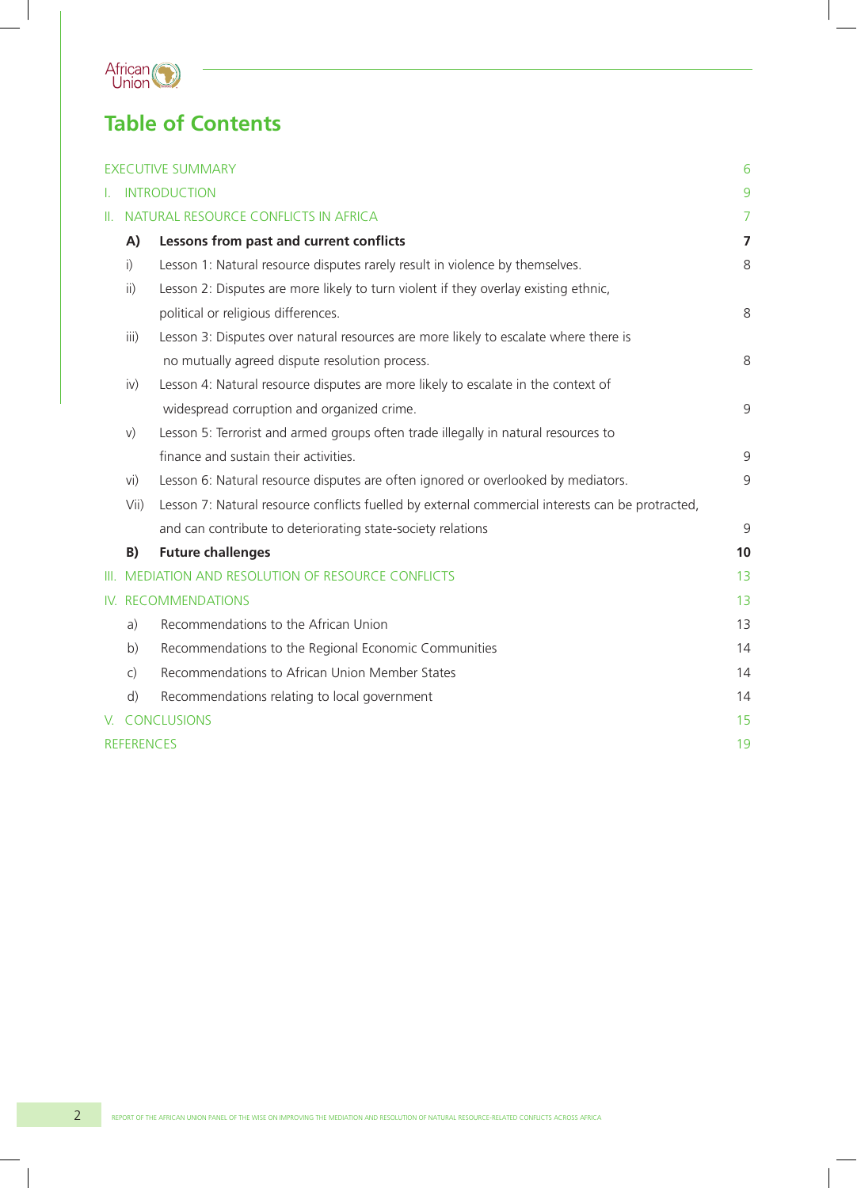# Table of Contents

| | | |
|---|---|---|
| EXECUTIVE SUMMARY | | 6 |
| I. | INTRODUCTION | 9 |
| II. | NATURAL RESOURCE CONFLICTS IN AFRICA | 7 |
| **A)** | **Lessons from past and current conflicts** | **7** |
| i) | Lesson 1: Natural resource disputes rarely result in violence by themselves. | 8 |
| ii) | Lesson 2: Disputes are more likely to turn violent if they overlay existing ethnic, political or religious differences. | 8 |
| iii) | Lesson 3: Disputes over natural resources are more likely to escalate where there is no mutually agreed dispute resolution process. | 8 |
| iv) | Lesson 4: Natural resource disputes are more likely to escalate in the context of widespread corruption and organized crime. | 9 |
| v) | Lesson 5: Terrorist and armed groups often trade illegally in natural resources to finance and sustain their activities. | 9 |
| vi) | Lesson 6: Natural resource disputes are often ignored or overlooked by mediators. | 9 |
| Vii) | Lesson 7: Natural resource conflicts fuelled by external commercial interests can be protracted, and can contribute to deteriorating state-society relations | 9 |
| **B)** | **Future challenges** | **10** |
| III. | MEDIATION AND RESOLUTION OF RESOURCE CONFLICTS | 13 |
| IV. | RECOMMENDATIONS | 13 |
| a) | Recommendations to the African Union | 13 |
| b) | Recommendations to the Regional Economic Communities | 14 |
| c) | Recommendations to African Union Member States | 14 |
| d) | Recommendations relating to local government | 14 |
| V. | CONCLUSIONS | 15 |
| REFERENCES | | 19 |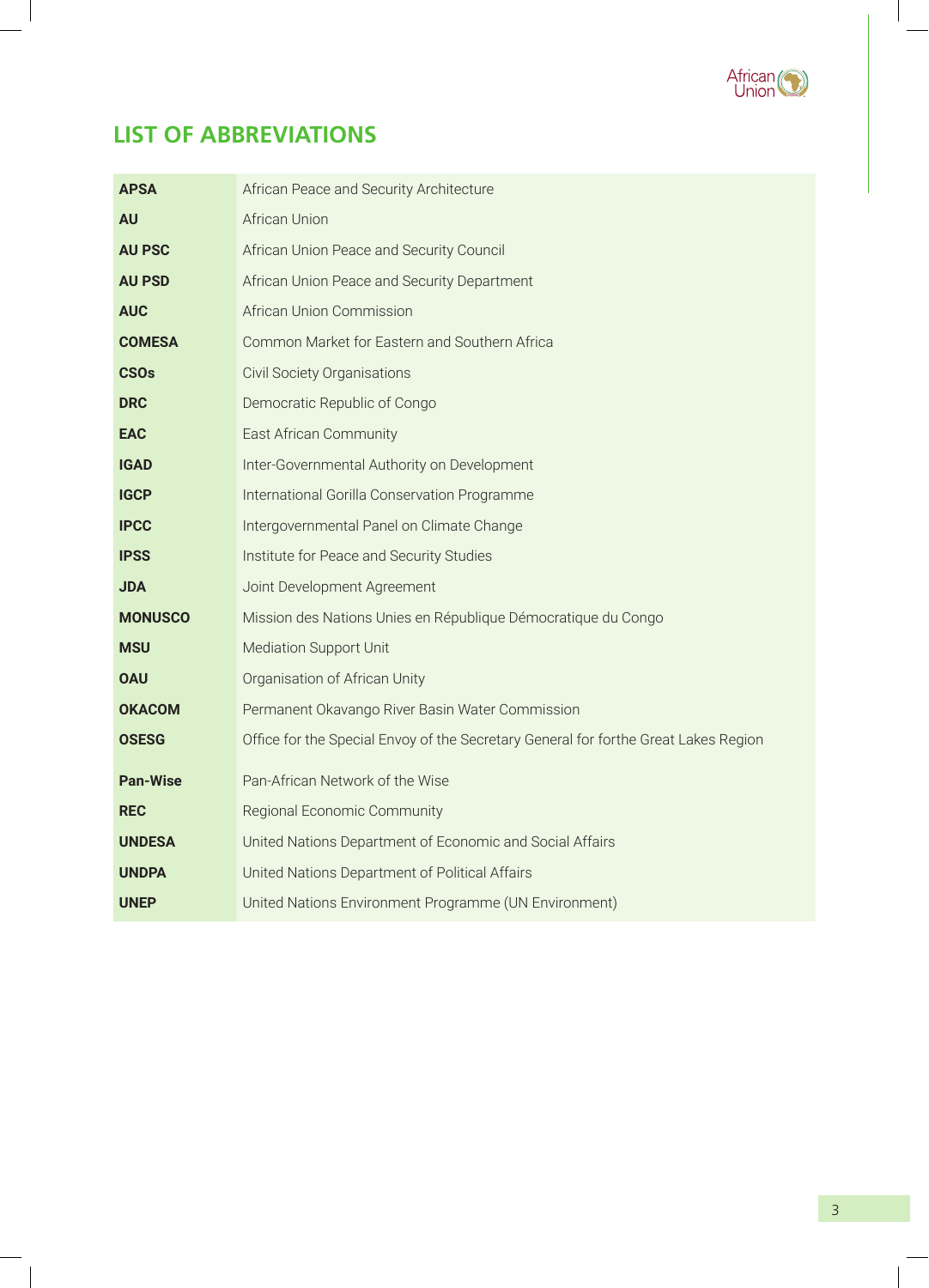## LIST OF ABBREVIATIONS

| | |
|---|---|
| **APSA** | African Peace and Security Architecture |
| **AU** | African Union |
| **AU PSC** | African Union Peace and Security Council |
| **AU PSD** | African Union Peace and Security Department |
| **AUC** | African Union Commission |
| **COMESA** | Common Market for Eastern and Southern Africa |
| **CSOs** | Civil Society Organisations |
| **DRC** | Democratic Republic of Congo |
| **EAC** | East African Community |
| **IGAD** | Inter-Governmental Authority on Development |
| **IGCP** | International Gorilla Conservation Programme |
| **IPCC** | Intergovernmental Panel on Climate Change |
| **IPSS** | Institute for Peace and Security Studies |
| **JDA** | Joint Development Agreement |
| **MONUSCO** | Mission des Nations Unies en République Démocratique du Congo |
| **MSU** | Mediation Support Unit |
| **OAU** | Organisation of African Unity |
| **OKACOM** | Permanent Okavango River Basin Water Commission |
| **OSESG** | Office for the Special Envoy of the Secretary General for forthe Great Lakes Region |
| **Pan-Wise** | Pan-African Network of the Wise |
| **REC** | Regional Economic Community |
| **UNDESA** | United Nations Department of Economic and Social Affairs |
| **UNDPA** | United Nations Department of Political Affairs |
| **UNEP** | United Nations Environment Programme (UN Environment) |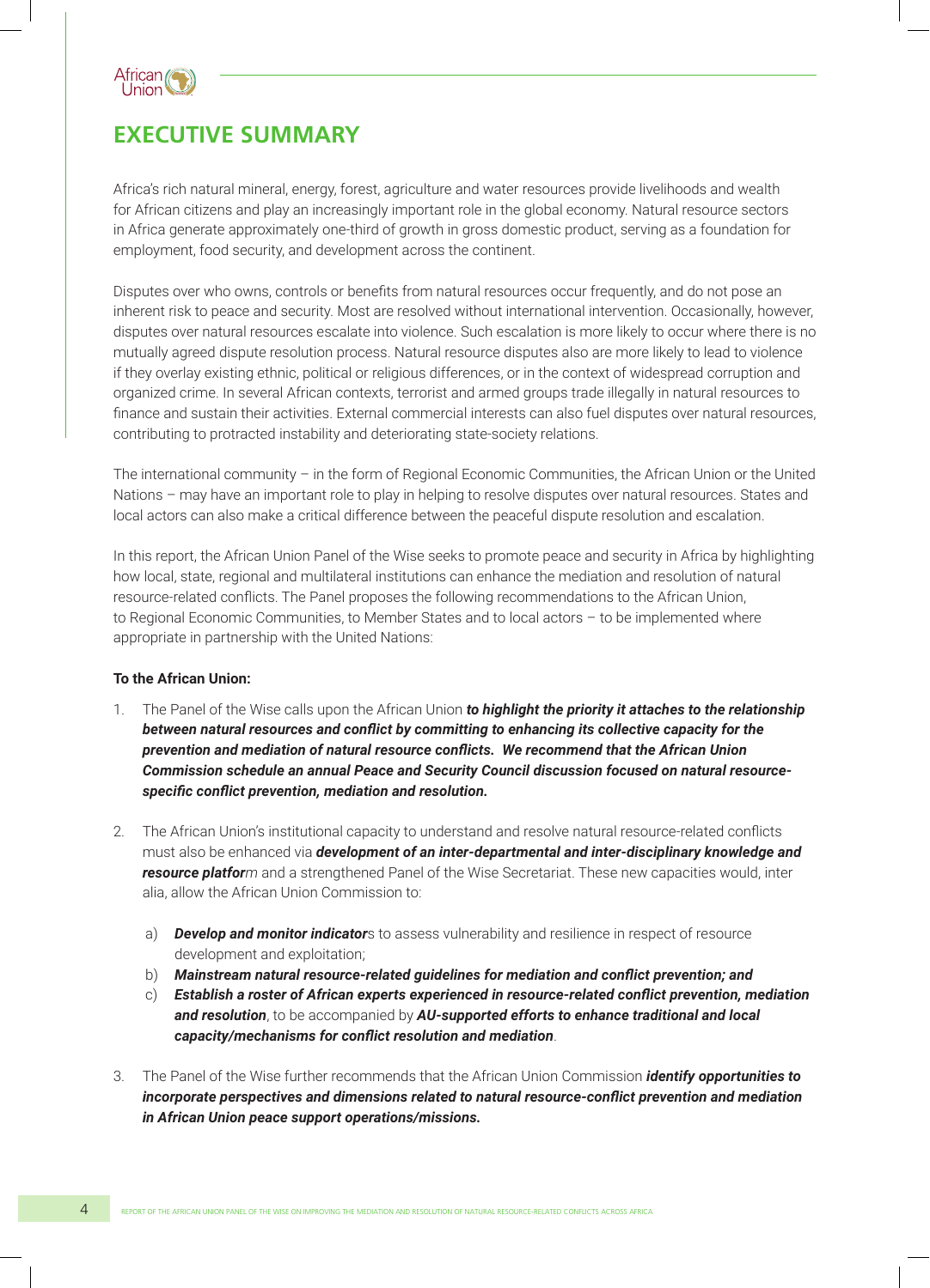# EXECUTIVE SUMMARY

Africa's rich natural mineral, energy, forest, agriculture and water resources provide livelihoods and wealth for African citizens and play an increasingly important role in the global economy. Natural resource sectors in Africa generate approximately one-third of growth in gross domestic product, serving as a foundation for employment, food security, and development across the continent.

Disputes over who owns, controls or benefits from natural resources occur frequently, and do not pose an inherent risk to peace and security. Most are resolved without international intervention. Occasionally, however, disputes over natural resources escalate into violence. Such escalation is more likely to occur where there is no mutually agreed dispute resolution process. Natural resource disputes also are more likely to lead to violence if they overlay existing ethnic, political or religious differences, or in the context of widespread corruption and organized crime. In several African contexts, terrorist and armed groups trade illegally in natural resources to finance and sustain their activities. External commercial interests can also fuel disputes over natural resources, contributing to protracted instability and deteriorating state-society relations.

The international community – in the form of Regional Economic Communities, the African Union or the United Nations – may have an important role to play in helping to resolve disputes over natural resources. States and local actors can also make a critical difference between the peaceful dispute resolution and escalation.

In this report, the African Union Panel of the Wise seeks to promote peace and security in Africa by highlighting how local, state, regional and multilateral institutions can enhance the mediation and resolution of natural resource-related conflicts. The Panel proposes the following recommendations to the African Union, to Regional Economic Communities, to Member States and to local actors – to be implemented where appropriate in partnership with the United Nations:

**To the African Union:**

1. The Panel of the Wise calls upon the African Union ***to highlight the priority it attaches to the relationship between natural resources and conflict by committing to enhancing its collective capacity for the prevention and mediation of natural resource conflicts. We recommend that the African Union Commission schedule an annual Peace and Security Council discussion focused on natural resource-specific conflict prevention, mediation and resolution.***

2. The African Union's institutional capacity to understand and resolve natural resource-related conflicts must also be enhanced via ***development of an inter-departmental and inter-disciplinary knowledge and resource platform*** and a strengthened Panel of the Wise Secretariat. These new capacities would, inter alia, allow the African Union Commission to:

   a) ***Develop and monitor indicators*** to assess vulnerability and resilience in respect of resource development and exploitation;
   b) ***Mainstream natural resource-related guidelines for mediation and conflict prevention; and***
   c) ***Establish a roster of African experts experienced in resource-related conflict prevention, mediation and resolution***, to be accompanied by ***AU-supported efforts to enhance traditional and local capacity/mechanisms for conflict resolution and mediation***.

3. The Panel of the Wise further recommends that the African Union Commission ***identify opportunities to incorporate perspectives and dimensions related to natural resource-conflict prevention and mediation in African Union peace support operations/missions.***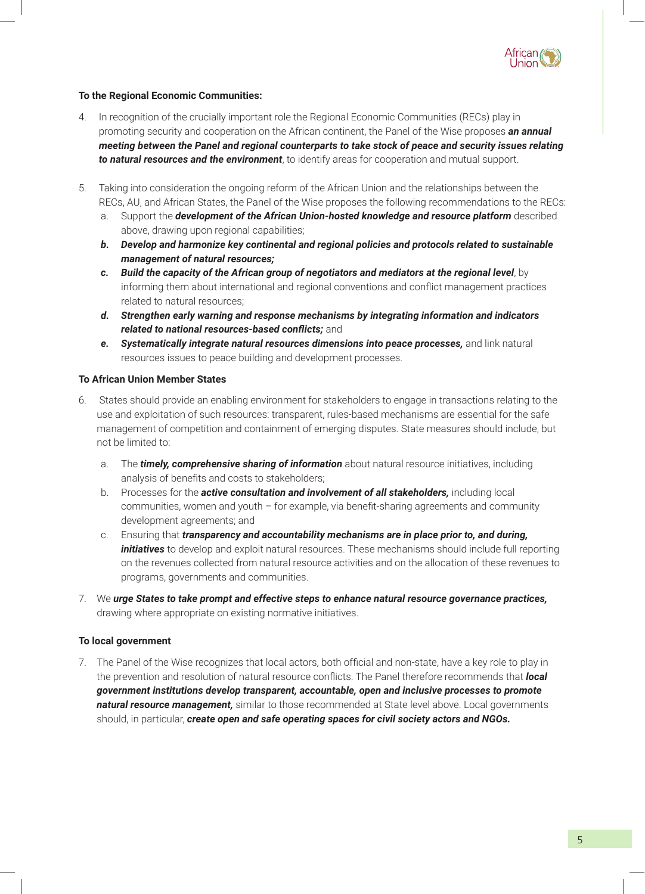**To the Regional Economic Communities:**

4. In recognition of the crucially important role the Regional Economic Communities (RECs) play in promoting security and cooperation on the African continent, the Panel of the Wise proposes ***an annual meeting between the Panel and regional counterparts to take stock of peace and security issues relating to natural resources and the environment***, to identify areas for cooperation and mutual support.

5. Taking into consideration the ongoing reform of the African Union and the relationships between the RECs, AU, and African States, the Panel of the Wise proposes the following recommendations to the RECs:
   a. Support the ***development of the African Union-hosted knowledge and resource platform*** described above, drawing upon regional capabilities;
   ***b. Develop and harmonize key continental and regional policies and protocols related to sustainable management of natural resources;***
   ***c. Build the capacity of the African group of negotiators and mediators at the regional level***, by informing them about international and regional conventions and conflict management practices related to natural resources;
   ***d. Strengthen early warning and response mechanisms by integrating information and indicators related to national resources-based conflicts;*** and
   ***e. Systematically integrate natural resources dimensions into peace processes,*** and link natural resources issues to peace building and development processes.

**To African Union Member States**

6. States should provide an enabling environment for stakeholders to engage in transactions relating to the use and exploitation of such resources: transparent, rules-based mechanisms are essential for the safe management of competition and containment of emerging disputes. State measures should include, but not be limited to:

   a. The ***timely, comprehensive sharing of information*** about natural resource initiatives, including analysis of benefits and costs to stakeholders;
   b. Processes for the ***active consultation and involvement of all stakeholders,*** including local communities, women and youth – for example, via benefit-sharing agreements and community development agreements; and
   c. Ensuring that ***transparency and accountability mechanisms are in place prior to, and during, initiatives*** to develop and exploit natural resources. These mechanisms should include full reporting on the revenues collected from natural resource activities and on the allocation of these revenues to programs, governments and communities.

7. We ***urge States to take prompt and effective steps to enhance natural resource governance practices,*** drawing where appropriate on existing normative initiatives.

**To local government**

7. The Panel of the Wise recognizes that local actors, both official and non-state, have a key role to play in the prevention and resolution of natural resource conflicts. The Panel therefore recommends that ***local government institutions develop transparent, accountable, open and inclusive processes to promote natural resource management,*** similar to those recommended at State level above. Local governments should, in particular, ***create open and safe operating spaces for civil society actors and NGOs.***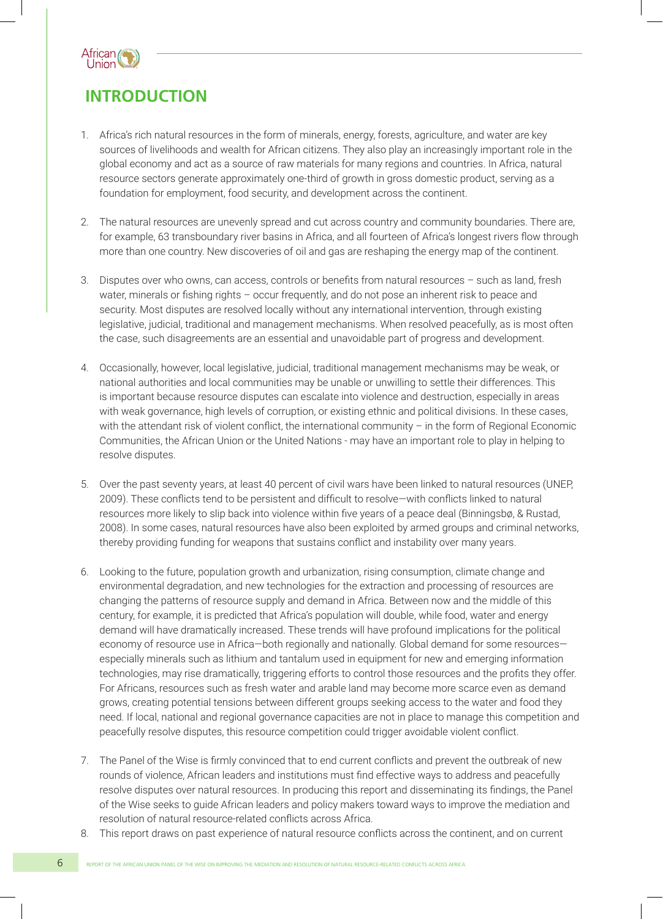# INTRODUCTION

1. Africa's rich natural resources in the form of minerals, energy, forests, agriculture, and water are key sources of livelihoods and wealth for African citizens. They also play an increasingly important role in the global economy and act as a source of raw materials for many regions and countries. In Africa, natural resource sectors generate approximately one-third of growth in gross domestic product, serving as a foundation for employment, food security, and development across the continent.

2. The natural resources are unevenly spread and cut across country and community boundaries. There are, for example, 63 transboundary river basins in Africa, and all fourteen of Africa's longest rivers flow through more than one country. New discoveries of oil and gas are reshaping the energy map of the continent.

3. Disputes over who owns, can access, controls or benefits from natural resources – such as land, fresh water, minerals or fishing rights – occur frequently, and do not pose an inherent risk to peace and security. Most disputes are resolved locally without any international intervention, through existing legislative, judicial, traditional and management mechanisms. When resolved peacefully, as is most often the case, such disagreements are an essential and unavoidable part of progress and development.

4. Occasionally, however, local legislative, judicial, traditional management mechanisms may be weak, or national authorities and local communities may be unable or unwilling to settle their differences. This is important because resource disputes can escalate into violence and destruction, especially in areas with weak governance, high levels of corruption, or existing ethnic and political divisions. In these cases, with the attendant risk of violent conflict, the international community – in the form of Regional Economic Communities, the African Union or the United Nations - may have an important role to play in helping to resolve disputes.

5. Over the past seventy years, at least 40 percent of civil wars have been linked to natural resources (UNEP, 2009). These conflicts tend to be persistent and difficult to resolve—with conflicts linked to natural resources more likely to slip back into violence within five years of a peace deal (Binningsbø, & Rustad, 2008). In some cases, natural resources have also been exploited by armed groups and criminal networks, thereby providing funding for weapons that sustains conflict and instability over many years.

6. Looking to the future, population growth and urbanization, rising consumption, climate change and environmental degradation, and new technologies for the extraction and processing of resources are changing the patterns of resource supply and demand in Africa. Between now and the middle of this century, for example, it is predicted that Africa's population will double, while food, water and energy demand will have dramatically increased. These trends will have profound implications for the political economy of resource use in Africa—both regionally and nationally. Global demand for some resources—especially minerals such as lithium and tantalum used in equipment for new and emerging information technologies, may rise dramatically, triggering efforts to control those resources and the profits they offer. For Africans, resources such as fresh water and arable land may become more scarce even as demand grows, creating potential tensions between different groups seeking access to the water and food they need. If local, national and regional governance capacities are not in place to manage this competition and peacefully resolve disputes, this resource competition could trigger avoidable violent conflict.

7. The Panel of the Wise is firmly convinced that to end current conflicts and prevent the outbreak of new rounds of violence, African leaders and institutions must find effective ways to address and peacefully resolve disputes over natural resources. In producing this report and disseminating its findings, the Panel of the Wise seeks to guide African leaders and policy makers toward ways to improve the mediation and resolution of natural resource-related conflicts across Africa.

8. This report draws on past experience of natural resource conflicts across the continent, and on current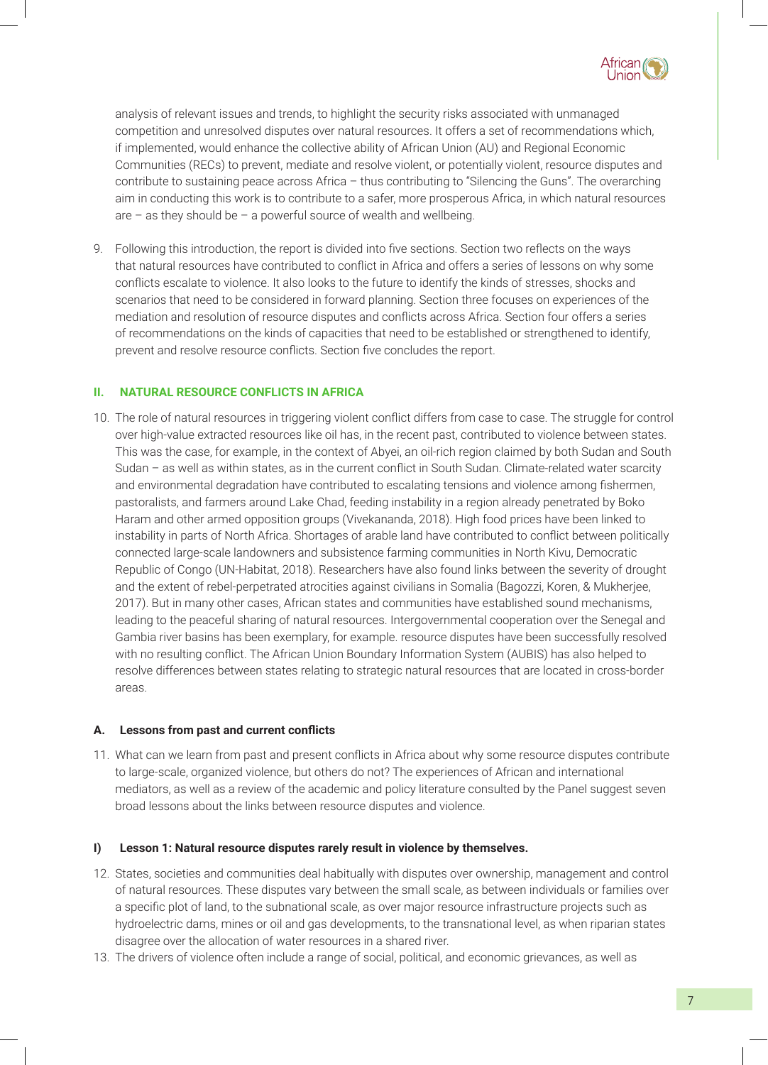analysis of relevant issues and trends, to highlight the security risks associated with unmanaged competition and unresolved disputes over natural resources. It offers a set of recommendations which, if implemented, would enhance the collective ability of African Union (AU) and Regional Economic Communities (RECs) to prevent, mediate and resolve violent, or potentially violent, resource disputes and contribute to sustaining peace across Africa – thus contributing to "Silencing the Guns". The overarching aim in conducting this work is to contribute to a safer, more prosperous Africa, in which natural resources are – as they should be – a powerful source of wealth and wellbeing.

9. Following this introduction, the report is divided into five sections. Section two reflects on the ways that natural resources have contributed to conflict in Africa and offers a series of lessons on why some conflicts escalate to violence. It also looks to the future to identify the kinds of stresses, shocks and scenarios that need to be considered in forward planning. Section three focuses on experiences of the mediation and resolution of resource disputes and conflicts across Africa. Section four offers a series of recommendations on the kinds of capacities that need to be established or strengthened to identify, prevent and resolve resource conflicts. Section five concludes the report.

## II. NATURAL RESOURCE CONFLICTS IN AFRICA

10. The role of natural resources in triggering violent conflict differs from case to case. The struggle for control over high-value extracted resources like oil has, in the recent past, contributed to violence between states. This was the case, for example, in the context of Abyei, an oil-rich region claimed by both Sudan and South Sudan – as well as within states, as in the current conflict in South Sudan. Climate-related water scarcity and environmental degradation have contributed to escalating tensions and violence among fishermen, pastoralists, and farmers around Lake Chad, feeding instability in a region already penetrated by Boko Haram and other armed opposition groups (Vivekananda, 2018). High food prices have been linked to instability in parts of North Africa. Shortages of arable land have contributed to conflict between politically connected large-scale landowners and subsistence farming communities in North Kivu, Democratic Republic of Congo (UN-Habitat, 2018). Researchers have also found links between the severity of drought and the extent of rebel-perpetrated atrocities against civilians in Somalia (Bagozzi, Koren, & Mukherjee, 2017). But in many other cases, African states and communities have established sound mechanisms, leading to the peaceful sharing of natural resources. Intergovernmental cooperation over the Senegal and Gambia river basins has been exemplary, for example. resource disputes have been successfully resolved with no resulting conflict. The African Union Boundary Information System (AUBIS) has also helped to resolve differences between states relating to strategic natural resources that are located in cross-border areas.

### A. Lessons from past and current conflicts

11. What can we learn from past and present conflicts in Africa about why some resource disputes contribute to large-scale, organized violence, but others do not? The experiences of African and international mediators, as well as a review of the academic and policy literature consulted by the Panel suggest seven broad lessons about the links between resource disputes and violence.

#### I) Lesson 1: Natural resource disputes rarely result in violence by themselves.

12. States, societies and communities deal habitually with disputes over ownership, management and control of natural resources. These disputes vary between the small scale, as between individuals or families over a specific plot of land, to the subnational scale, as over major resource infrastructure projects such as hydroelectric dams, mines or oil and gas developments, to the transnational level, as when riparian states disagree over the allocation of water resources in a shared river.
13. The drivers of violence often include a range of social, political, and economic grievances, as well as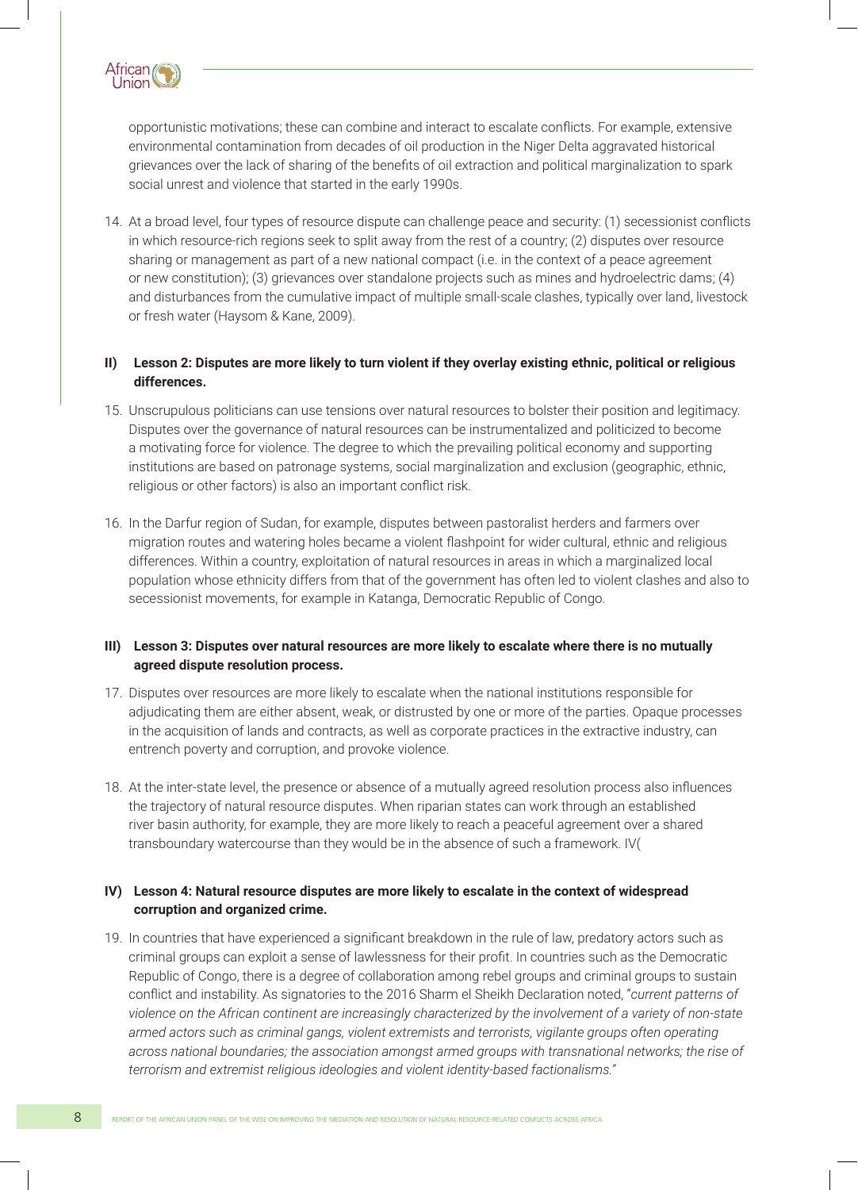opportunistic motivations; these can combine and interact to escalate conflicts. For example, extensive environmental contamination from decades of oil production in the Niger Delta aggravated historical grievances over the lack of sharing of the benefits of oil extraction and political marginalization to spark social unrest and violence that started in the early 1990s.

14. At a broad level, four types of resource dispute can challenge peace and security: (1) secessionist conflicts in which resource-rich regions seek to split away from the rest of a country; (2) disputes over resource sharing or management as part of a new national compact (i.e. in the context of a peace agreement or new constitution); (3) grievances over standalone projects such as mines and hydroelectric dams; (4) and disturbances from the cumulative impact of multiple small-scale clashes, typically over land, livestock or fresh water (Haysom & Kane, 2009).

### II) Lesson 2: Disputes are more likely to turn violent if they overlay existing ethnic, political or religious differences.

15. Unscrupulous politicians can use tensions over natural resources to bolster their position and legitimacy. Disputes over the governance of natural resources can be instrumentalized and politicized to become a motivating force for violence. The degree to which the prevailing political economy and supporting institutions are based on patronage systems, social marginalization and exclusion (geographic, ethnic, religious or other factors) is also an important conflict risk.

16. In the Darfur region of Sudan, for example, disputes between pastoralist herders and farmers over migration routes and watering holes became a violent flashpoint for wider cultural, ethnic and religious differences. Within a country, exploitation of natural resources in areas in which a marginalized local population whose ethnicity differs from that of the government has often led to violent clashes and also to secessionist movements, for example in Katanga, Democratic Republic of Congo.

### III) Lesson 3: Disputes over natural resources are more likely to escalate where there is no mutually agreed dispute resolution process.

17. Disputes over resources are more likely to escalate when the national institutions responsible for adjudicating them are either absent, weak, or distrusted by one or more of the parties. Opaque processes in the acquisition of lands and contracts, as well as corporate practices in the extractive industry, can entrench poverty and corruption, and provoke violence.

18. At the inter-state level, the presence or absence of a mutually agreed resolution process also influences the trajectory of natural resource disputes. When riparian states can work through an established river basin authority, for example, they are more likely to reach a peaceful agreement over a shared transboundary watercourse than they would be in the absence of such a framework. IV(

### IV) Lesson 4: Natural resource disputes are more likely to escalate in the context of widespread corruption and organized crime.

19. In countries that have experienced a significant breakdown in the rule of law, predatory actors such as criminal groups can exploit a sense of lawlessness for their profit. In countries such as the Democratic Republic of Congo, there is a degree of collaboration among rebel groups and criminal groups to sustain conflict and instability. As signatories to the 2016 Sharm el Sheikh Declaration noted, "*current patterns of violence on the African continent are increasingly characterized by the involvement of a variety of non-state armed actors such as criminal gangs, violent extremists and terrorists, vigilante groups often operating across national boundaries; the association amongst armed groups with transnational networks; the rise of terrorism and extremist religious ideologies and violent identity-based factionalisms.*"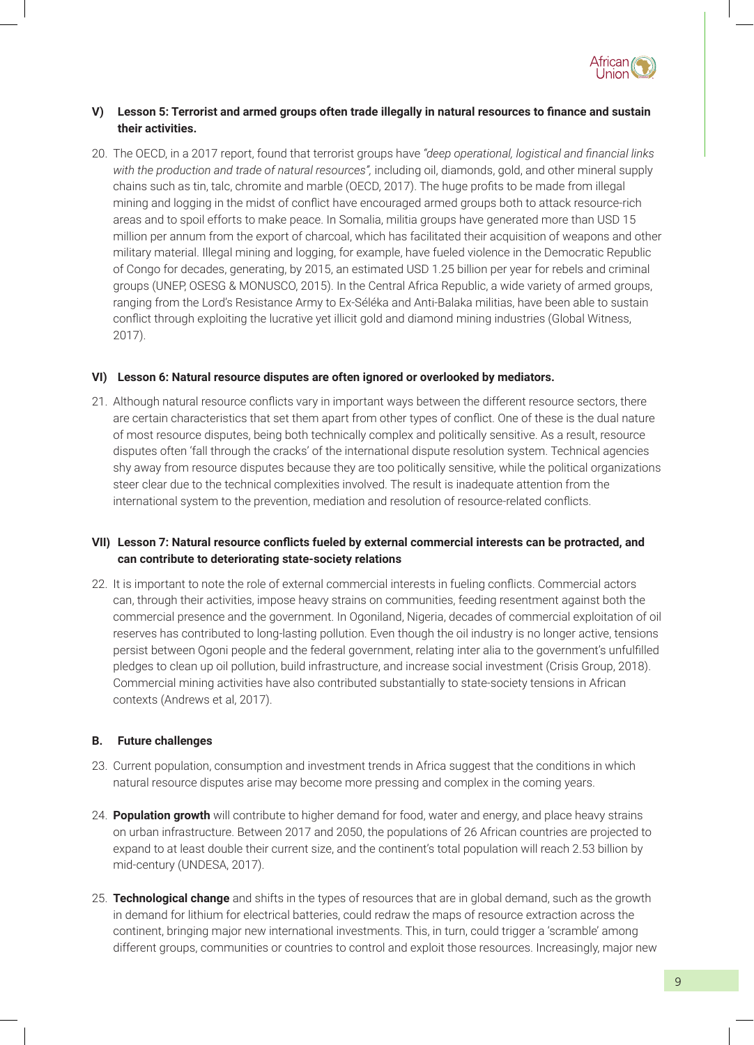### V) Lesson 5: Terrorist and armed groups often trade illegally in natural resources to finance and sustain their activities.

20. The OECD, in a 2017 report, found that terrorist groups have *"deep operational, logistical and financial links with the production and trade of natural resources",* including oil, diamonds, gold, and other mineral supply chains such as tin, talc, chromite and marble (OECD, 2017). The huge profits to be made from illegal mining and logging in the midst of conflict have encouraged armed groups both to attack resource-rich areas and to spoil efforts to make peace. In Somalia, militia groups have generated more than USD 15 million per annum from the export of charcoal, which has facilitated their acquisition of weapons and other military material. Illegal mining and logging, for example, have fueled violence in the Democratic Republic of Congo for decades, generating, by 2015, an estimated USD 1.25 billion per year for rebels and criminal groups (UNEP, OSESG & MONUSCO, 2015). In the Central Africa Republic, a wide variety of armed groups, ranging from the Lord's Resistance Army to Ex-Séléka and Anti-Balaka militias, have been able to sustain conflict through exploiting the lucrative yet illicit gold and diamond mining industries (Global Witness, 2017).

### VI) Lesson 6: Natural resource disputes are often ignored or overlooked by mediators.

21. Although natural resource conflicts vary in important ways between the different resource sectors, there are certain characteristics that set them apart from other types of conflict. One of these is the dual nature of most resource disputes, being both technically complex and politically sensitive. As a result, resource disputes often 'fall through the cracks' of the international dispute resolution system. Technical agencies shy away from resource disputes because they are too politically sensitive, while the political organizations steer clear due to the technical complexities involved. The result is inadequate attention from the international system to the prevention, mediation and resolution of resource-related conflicts.

### VII) Lesson 7: Natural resource conflicts fueled by external commercial interests can be protracted, and can contribute to deteriorating state-society relations

22. It is important to note the role of external commercial interests in fueling conflicts. Commercial actors can, through their activities, impose heavy strains on communities, feeding resentment against both the commercial presence and the government. In Ogoniland, Nigeria, decades of commercial exploitation of oil reserves has contributed to long-lasting pollution. Even though the oil industry is no longer active, tensions persist between Ogoni people and the federal government, relating inter alia to the government's unfulfilled pledges to clean up oil pollution, build infrastructure, and increase social investment (Crisis Group, 2018). Commercial mining activities have also contributed substantially to state-society tensions in African contexts (Andrews et al, 2017).

## B. Future challenges

23. Current population, consumption and investment trends in Africa suggest that the conditions in which natural resource disputes arise may become more pressing and complex in the coming years.

24. **Population growth** will contribute to higher demand for food, water and energy, and place heavy strains on urban infrastructure. Between 2017 and 2050, the populations of 26 African countries are projected to expand to at least double their current size, and the continent's total population will reach 2.53 billion by mid-century (UNDESA, 2017).

25. **Technological change** and shifts in the types of resources that are in global demand, such as the growth in demand for lithium for electrical batteries, could redraw the maps of resource extraction across the continent, bringing major new international investments. This, in turn, could trigger a 'scramble' among different groups, communities or countries to control and exploit those resources. Increasingly, major new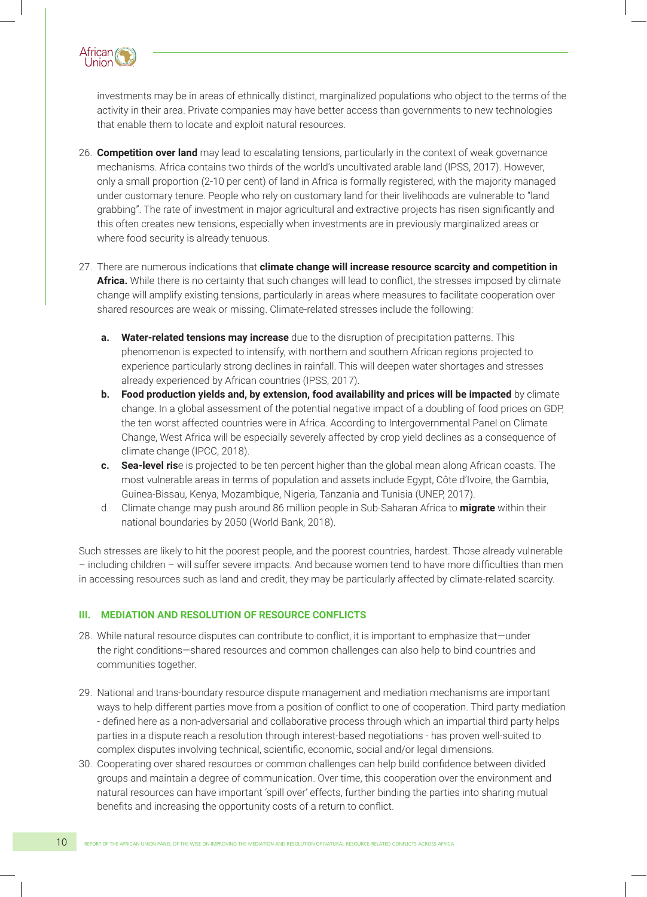investments may be in areas of ethnically distinct, marginalized populations who object to the terms of the activity in their area. Private companies may have better access than governments to new technologies that enable them to locate and exploit natural resources.

26. **Competition over land** may lead to escalating tensions, particularly in the context of weak governance mechanisms. Africa contains two thirds of the world's uncultivated arable land (IPSS, 2017). However, only a small proportion (2-10 per cent) of land in Africa is formally registered, with the majority managed under customary tenure. People who rely on customary land for their livelihoods are vulnerable to "land grabbing". The rate of investment in major agricultural and extractive projects has risen significantly and this often creates new tensions, especially when investments are in previously marginalized areas or where food security is already tenuous.

27. There are numerous indications that **climate change will increase resource scarcity and competition in Africa.** While there is no certainty that such changes will lead to conflict, the stresses imposed by climate change will amplify existing tensions, particularly in areas where measures to facilitate cooperation over shared resources are weak or missing. Climate-related stresses include the following:

    **a.** **Water-related tensions may increase** due to the disruption of precipitation patterns. This phenomenon is expected to intensify, with northern and southern African regions projected to experience particularly strong declines in rainfall. This will deepen water shortages and stresses already experienced by African countries (IPSS, 2017).

    **b.** **Food production yields and, by extension, food availability and prices will be impacted** by climate change. In a global assessment of the potential negative impact of a doubling of food prices on GDP, the ten worst affected countries were in Africa. According to Intergovernmental Panel on Climate Change, West Africa will be especially severely affected by crop yield declines as a consequence of climate change (IPCC, 2018).

    **c.** **Sea-level ris**e is projected to be ten percent higher than the global mean along African coasts. The most vulnerable areas in terms of population and assets include Egypt, Côte d'Ivoire, the Gambia, Guinea-Bissau, Kenya, Mozambique, Nigeria, Tanzania and Tunisia (UNEP, 2017).

    d. Climate change may push around 86 million people in Sub-Saharan Africa to **migrate** within their national boundaries by 2050 (World Bank, 2018).

Such stresses are likely to hit the poorest people, and the poorest countries, hardest. Those already vulnerable – including children – will suffer severe impacts. And because women tend to have more difficulties than men in accessing resources such as land and credit, they may be particularly affected by climate-related scarcity.

## III. MEDIATION AND RESOLUTION OF RESOURCE CONFLICTS

28. While natural resource disputes can contribute to conflict, it is important to emphasize that—under the right conditions—shared resources and common challenges can also help to bind countries and communities together.

29. National and trans-boundary resource dispute management and mediation mechanisms are important ways to help different parties move from a position of conflict to one of cooperation. Third party mediation - defined here as a non-adversarial and collaborative process through which an impartial third party helps parties in a dispute reach a resolution through interest-based negotiations - has proven well-suited to complex disputes involving technical, scientific, economic, social and/or legal dimensions.

30. Cooperating over shared resources or common challenges can help build confidence between divided groups and maintain a degree of communication. Over time, this cooperation over the environment and natural resources can have important 'spill over' effects, further binding the parties into sharing mutual benefits and increasing the opportunity costs of a return to conflict.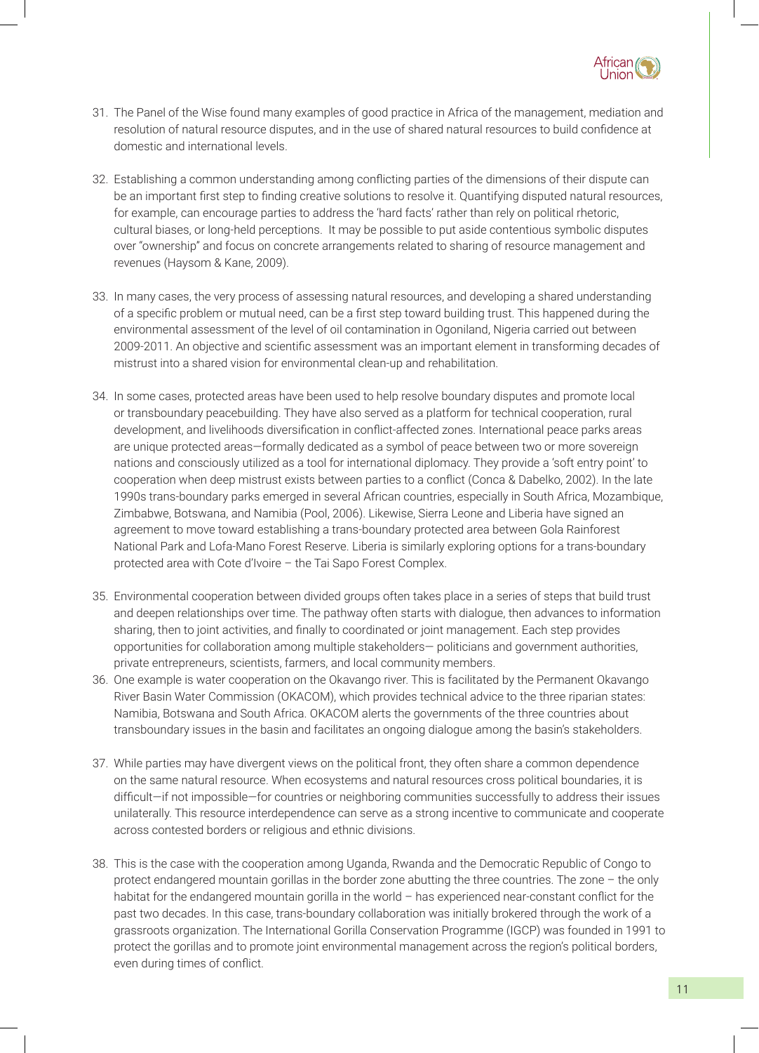31. The Panel of the Wise found many examples of good practice in Africa of the management, mediation and resolution of natural resource disputes, and in the use of shared natural resources to build confidence at domestic and international levels.

32. Establishing a common understanding among conflicting parties of the dimensions of their dispute can be an important first step to finding creative solutions to resolve it. Quantifying disputed natural resources, for example, can encourage parties to address the 'hard facts' rather than rely on political rhetoric, cultural biases, or long-held perceptions. It may be possible to put aside contentious symbolic disputes over "ownership" and focus on concrete arrangements related to sharing of resource management and revenues (Haysom & Kane, 2009).

33. In many cases, the very process of assessing natural resources, and developing a shared understanding of a specific problem or mutual need, can be a first step toward building trust. This happened during the environmental assessment of the level of oil contamination in Ogoniland, Nigeria carried out between 2009-2011. An objective and scientific assessment was an important element in transforming decades of mistrust into a shared vision for environmental clean-up and rehabilitation.

34. In some cases, protected areas have been used to help resolve boundary disputes and promote local or transboundary peacebuilding. They have also served as a platform for technical cooperation, rural development, and livelihoods diversification in conflict-affected zones. International peace parks areas are unique protected areas—formally dedicated as a symbol of peace between two or more sovereign nations and consciously utilized as a tool for international diplomacy. They provide a 'soft entry point' to cooperation when deep mistrust exists between parties to a conflict (Conca & Dabelko, 2002). In the late 1990s trans-boundary parks emerged in several African countries, especially in South Africa, Mozambique, Zimbabwe, Botswana, and Namibia (Pool, 2006). Likewise, Sierra Leone and Liberia have signed an agreement to move toward establishing a trans-boundary protected area between Gola Rainforest National Park and Lofa-Mano Forest Reserve. Liberia is similarly exploring options for a trans-boundary protected area with Cote d'Ivoire – the Tai Sapo Forest Complex.

35. Environmental cooperation between divided groups often takes place in a series of steps that build trust and deepen relationships over time. The pathway often starts with dialogue, then advances to information sharing, then to joint activities, and finally to coordinated or joint management. Each step provides opportunities for collaboration among multiple stakeholders— politicians and government authorities, private entrepreneurs, scientists, farmers, and local community members.

36. One example is water cooperation on the Okavango river. This is facilitated by the Permanent Okavango River Basin Water Commission (OKACOM), which provides technical advice to the three riparian states: Namibia, Botswana and South Africa. OKACOM alerts the governments of the three countries about transboundary issues in the basin and facilitates an ongoing dialogue among the basin's stakeholders.

37. While parties may have divergent views on the political front, they often share a common dependence on the same natural resource. When ecosystems and natural resources cross political boundaries, it is difficult—if not impossible—for countries or neighboring communities successfully to address their issues unilaterally. This resource interdependence can serve as a strong incentive to communicate and cooperate across contested borders or religious and ethnic divisions.

38. This is the case with the cooperation among Uganda, Rwanda and the Democratic Republic of Congo to protect endangered mountain gorillas in the border zone abutting the three countries. The zone – the only habitat for the endangered mountain gorilla in the world – has experienced near-constant conflict for the past two decades. In this case, trans-boundary collaboration was initially brokered through the work of a grassroots organization. The International Gorilla Conservation Programme (IGCP) was founded in 1991 to protect the gorillas and to promote joint environmental management across the region's political borders, even during times of conflict.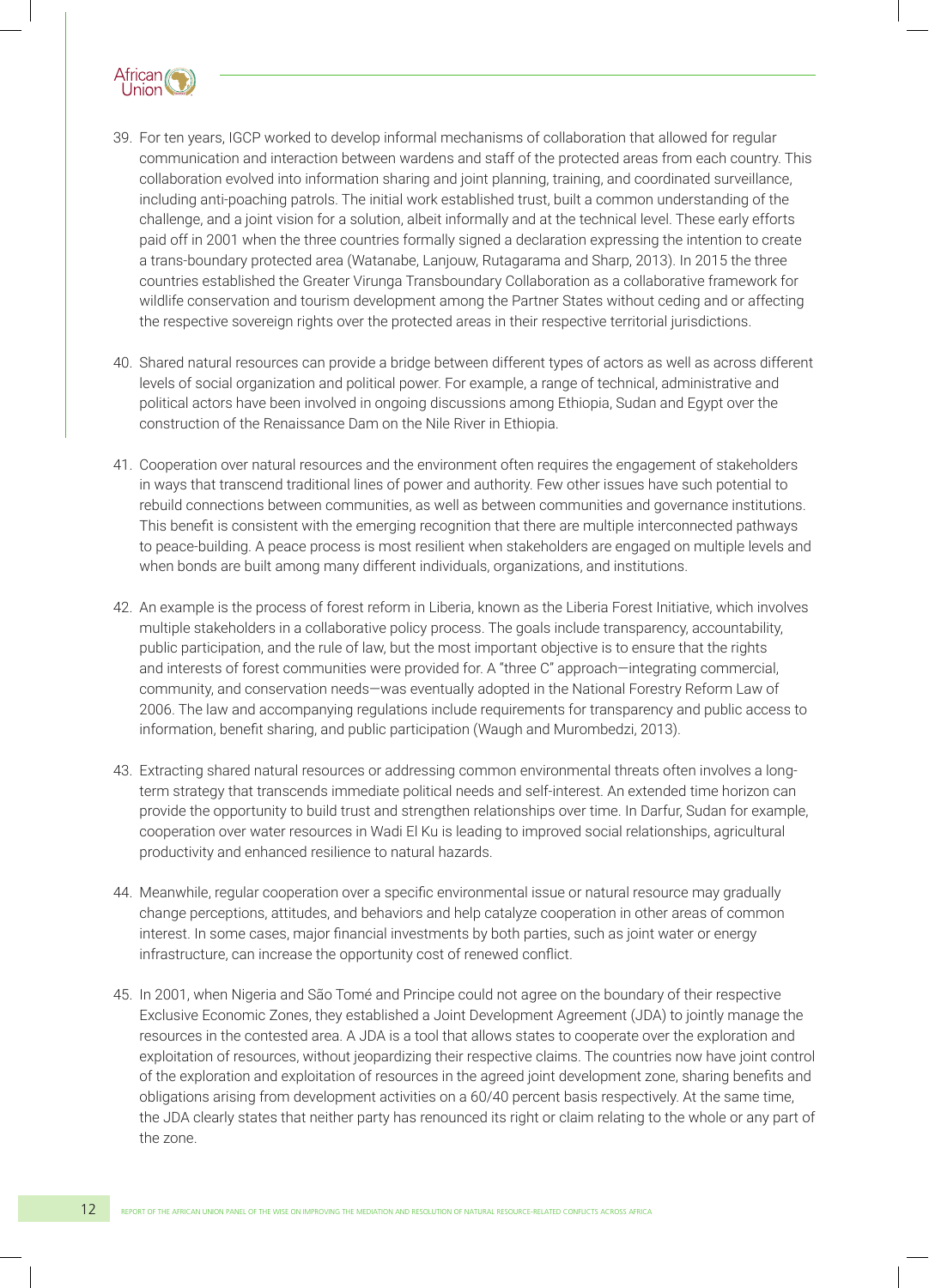39. For ten years, IGCP worked to develop informal mechanisms of collaboration that allowed for regular communication and interaction between wardens and staff of the protected areas from each country. This collaboration evolved into information sharing and joint planning, training, and coordinated surveillance, including anti-poaching patrols. The initial work established trust, built a common understanding of the challenge, and a joint vision for a solution, albeit informally and at the technical level. These early efforts paid off in 2001 when the three countries formally signed a declaration expressing the intention to create a trans-boundary protected area (Watanabe, Lanjouw, Rutagarama and Sharp, 2013). In 2015 the three countries established the Greater Virunga Transboundary Collaboration as a collaborative framework for wildlife conservation and tourism development among the Partner States without ceding and or affecting the respective sovereign rights over the protected areas in their respective territorial jurisdictions.

40. Shared natural resources can provide a bridge between different types of actors as well as across different levels of social organization and political power. For example, a range of technical, administrative and political actors have been involved in ongoing discussions among Ethiopia, Sudan and Egypt over the construction of the Renaissance Dam on the Nile River in Ethiopia.

41. Cooperation over natural resources and the environment often requires the engagement of stakeholders in ways that transcend traditional lines of power and authority. Few other issues have such potential to rebuild connections between communities, as well as between communities and governance institutions. This benefit is consistent with the emerging recognition that there are multiple interconnected pathways to peace-building. A peace process is most resilient when stakeholders are engaged on multiple levels and when bonds are built among many different individuals, organizations, and institutions.

42. An example is the process of forest reform in Liberia, known as the Liberia Forest Initiative, which involves multiple stakeholders in a collaborative policy process. The goals include transparency, accountability, public participation, and the rule of law, but the most important objective is to ensure that the rights and interests of forest communities were provided for. A "three C" approach—integrating commercial, community, and conservation needs—was eventually adopted in the National Forestry Reform Law of 2006. The law and accompanying regulations include requirements for transparency and public access to information, benefit sharing, and public participation (Waugh and Murombedzi, 2013).

43. Extracting shared natural resources or addressing common environmental threats often involves a long-term strategy that transcends immediate political needs and self-interest. An extended time horizon can provide the opportunity to build trust and strengthen relationships over time. In Darfur, Sudan for example, cooperation over water resources in Wadi El Ku is leading to improved social relationships, agricultural productivity and enhanced resilience to natural hazards.

44. Meanwhile, regular cooperation over a specific environmental issue or natural resource may gradually change perceptions, attitudes, and behaviors and help catalyze cooperation in other areas of common interest. In some cases, major financial investments by both parties, such as joint water or energy infrastructure, can increase the opportunity cost of renewed conflict.

45. In 2001, when Nigeria and São Tomé and Principe could not agree on the boundary of their respective Exclusive Economic Zones, they established a Joint Development Agreement (JDA) to jointly manage the resources in the contested area. A JDA is a tool that allows states to cooperate over the exploration and exploitation of resources, without jeopardizing their respective claims. The countries now have joint control of the exploration and exploitation of resources in the agreed joint development zone, sharing benefits and obligations arising from development activities on a 60/40 percent basis respectively. At the same time, the JDA clearly states that neither party has renounced its right or claim relating to the whole or any part of the zone.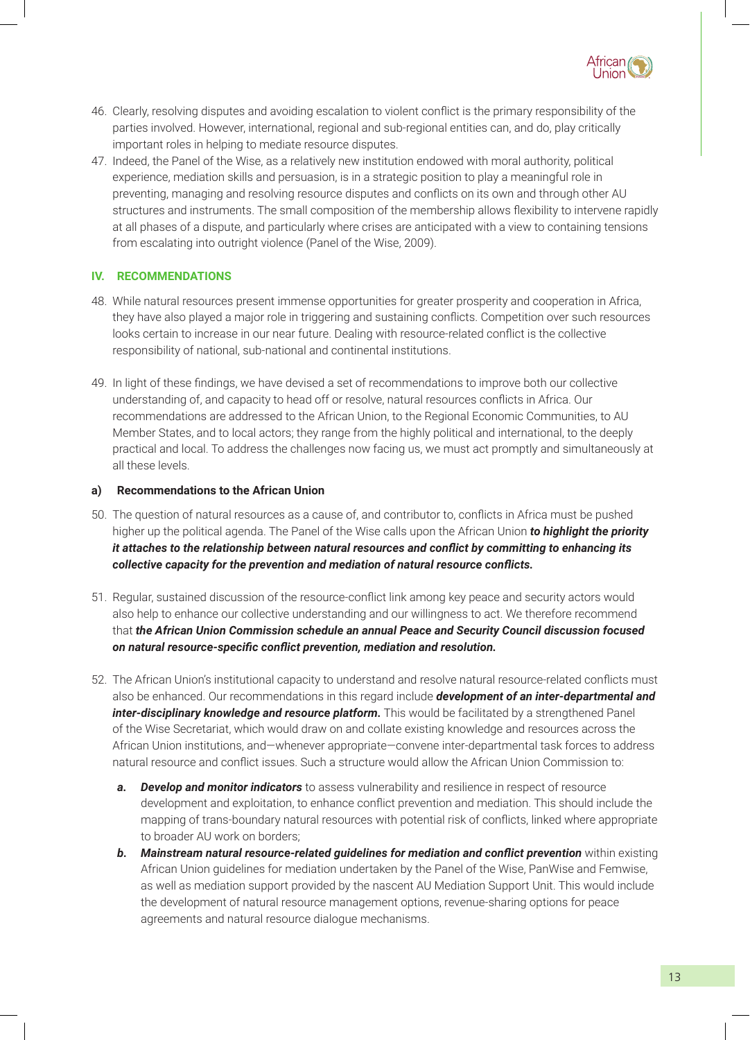46. Clearly, resolving disputes and avoiding escalation to violent conflict is the primary responsibility of the parties involved. However, international, regional and sub-regional entities can, and do, play critically important roles in helping to mediate resource disputes.
47. Indeed, the Panel of the Wise, as a relatively new institution endowed with moral authority, political experience, mediation skills and persuasion, is in a strategic position to play a meaningful role in preventing, managing and resolving resource disputes and conflicts on its own and through other AU structures and instruments. The small composition of the membership allows flexibility to intervene rapidly at all phases of a dispute, and particularly where crises are anticipated with a view to containing tensions from escalating into outright violence (Panel of the Wise, 2009).

## IV. RECOMMENDATIONS

48. While natural resources present immense opportunities for greater prosperity and cooperation in Africa, they have also played a major role in triggering and sustaining conflicts. Competition over such resources looks certain to increase in our near future. Dealing with resource-related conflict is the collective responsibility of national, sub-national and continental institutions.

49. In light of these findings, we have devised a set of recommendations to improve both our collective understanding of, and capacity to head off or resolve, natural resources conflicts in Africa. Our recommendations are addressed to the African Union, to the Regional Economic Communities, to AU Member States, and to local actors; they range from the highly political and international, to the deeply practical and local. To address the challenges now facing us, we must act promptly and simultaneously at all these levels.

### a) Recommendations to the African Union

50. The question of natural resources as a cause of, and contributor to, conflicts in Africa must be pushed higher up the political agenda. The Panel of the Wise calls upon the African Union ***to highlight the priority it attaches to the relationship between natural resources and conflict by committing to enhancing its collective capacity for the prevention and mediation of natural resource conflicts.***

51. Regular, sustained discussion of the resource-conflict link among key peace and security actors would also help to enhance our collective understanding and our willingness to act. We therefore recommend that ***the African Union Commission schedule an annual Peace and Security Council discussion focused on natural resource-specific conflict prevention, mediation and resolution.***

52. The African Union's institutional capacity to understand and resolve natural resource-related conflicts must also be enhanced. Our recommendations in this regard include ***development of an inter-departmental and inter-disciplinary knowledge and resource platform.*** This would be facilitated by a strengthened Panel of the Wise Secretariat, which would draw on and collate existing knowledge and resources across the African Union institutions, and—whenever appropriate—convene inter-departmental task forces to address natural resource and conflict issues. Such a structure would allow the African Union Commission to:

    ***a. Develop and monitor indicators*** to assess vulnerability and resilience in respect of resource development and exploitation, to enhance conflict prevention and mediation. This should include the mapping of trans-boundary natural resources with potential risk of conflicts, linked where appropriate to broader AU work on borders;

    ***b. Mainstream natural resource-related guidelines for mediation and conflict prevention*** within existing African Union guidelines for mediation undertaken by the Panel of the Wise, PanWise and Femwise, as well as mediation support provided by the nascent AU Mediation Support Unit. This would include the development of natural resource management options, revenue-sharing options for peace agreements and natural resource dialogue mechanisms.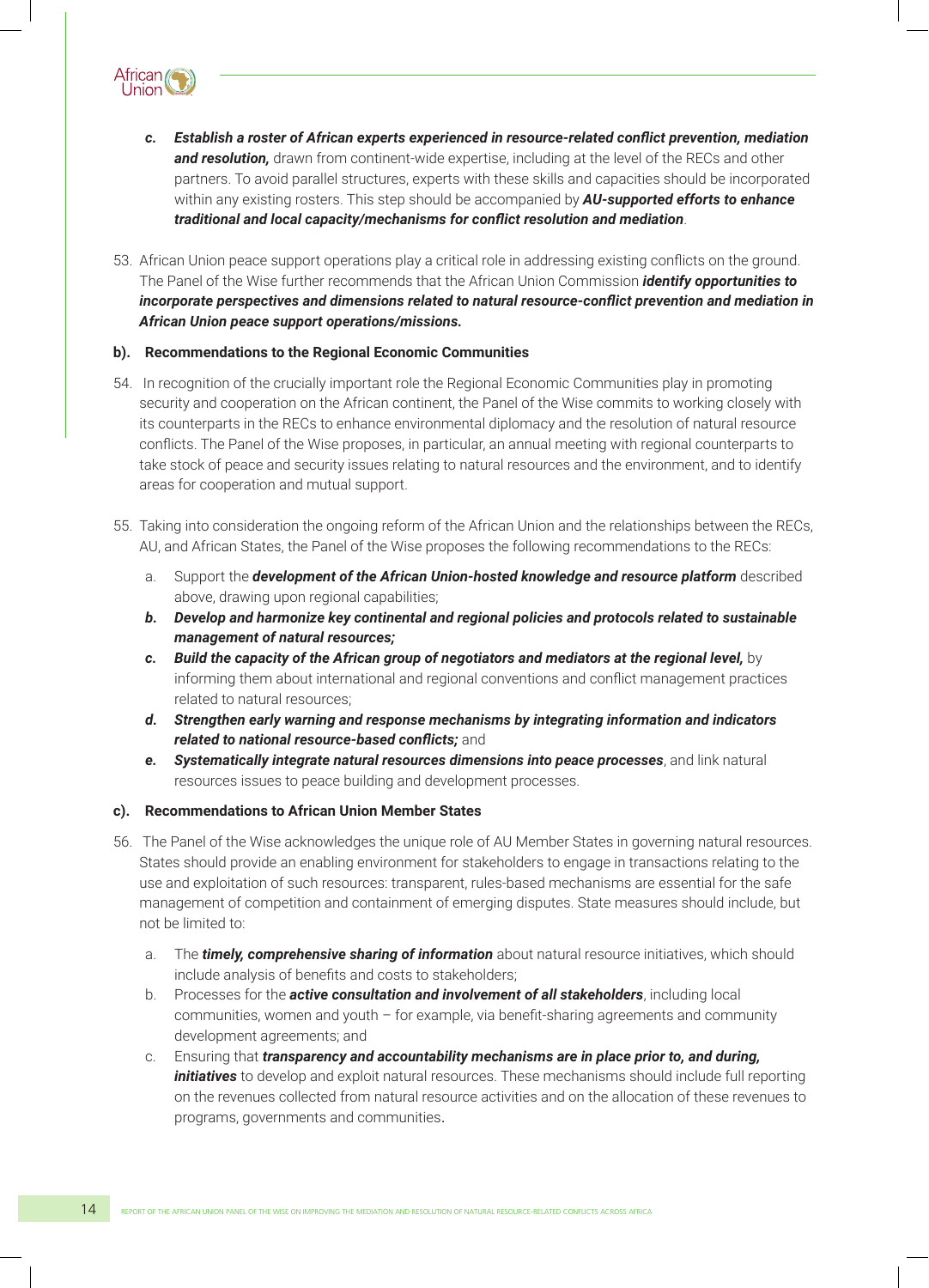c. ***Establish a roster of African experts experienced in resource-related conflict prevention, mediation and resolution,*** drawn from continent-wide expertise, including at the level of the RECs and other partners. To avoid parallel structures, experts with these skills and capacities should be incorporated within any existing rosters. This step should be accompanied by ***AU-supported efforts to enhance traditional and local capacity/mechanisms for conflict resolution and mediation***.

53. African Union peace support operations play a critical role in addressing existing conflicts on the ground. The Panel of the Wise further recommends that the African Union Commission ***identify opportunities to incorporate perspectives and dimensions related to natural resource-conflict prevention and mediation in African Union peace support operations/missions.***

**b). Recommendations to the Regional Economic Communities**

54. In recognition of the crucially important role the Regional Economic Communities play in promoting security and cooperation on the African continent, the Panel of the Wise commits to working closely with its counterparts in the RECs to enhance environmental diplomacy and the resolution of natural resource conflicts. The Panel of the Wise proposes, in particular, an annual meeting with regional counterparts to take stock of peace and security issues relating to natural resources and the environment, and to identify areas for cooperation and mutual support.

55. Taking into consideration the ongoing reform of the African Union and the relationships between the RECs, AU, and African States, the Panel of the Wise proposes the following recommendations to the RECs:

   a. Support the ***development of the African Union-hosted knowledge and resource platform*** described above, drawing upon regional capabilities;
   b. ***Develop and harmonize key continental and regional policies and protocols related to sustainable management of natural resources;***
   c. ***Build the capacity of the African group of negotiators and mediators at the regional level,*** by informing them about international and regional conventions and conflict management practices related to natural resources;
   d. ***Strengthen early warning and response mechanisms by integrating information and indicators related to national resource-based conflicts;*** and
   e. ***Systematically integrate natural resources dimensions into peace processes***, and link natural resources issues to peace building and development processes.

**c). Recommendations to African Union Member States**

56. The Panel of the Wise acknowledges the unique role of AU Member States in governing natural resources. States should provide an enabling environment for stakeholders to engage in transactions relating to the use and exploitation of such resources: transparent, rules-based mechanisms are essential for the safe management of competition and containment of emerging disputes. State measures should include, but not be limited to:

   a. The ***timely, comprehensive sharing of information*** about natural resource initiatives, which should include analysis of benefits and costs to stakeholders;
   b. Processes for the ***active consultation and involvement of all stakeholders***, including local communities, women and youth – for example, via benefit-sharing agreements and community development agreements; and
   c. Ensuring that ***transparency and accountability mechanisms are in place prior to, and during, initiatives*** to develop and exploit natural resources. These mechanisms should include full reporting on the revenues collected from natural resource activities and on the allocation of these revenues to programs, governments and communities.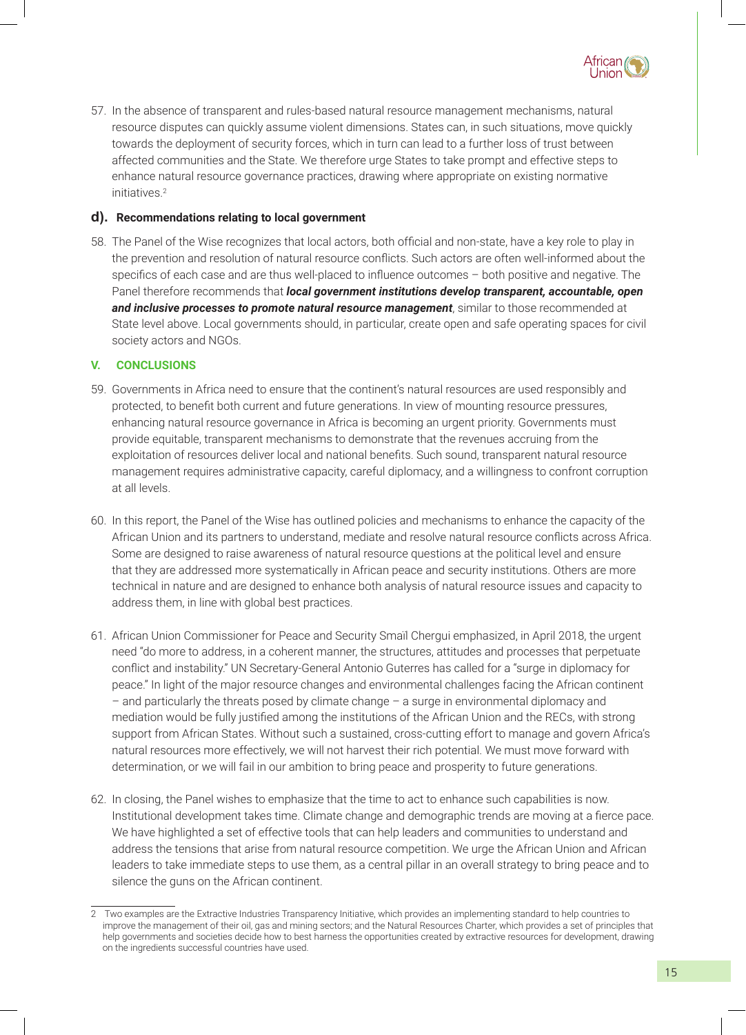57. In the absence of transparent and rules-based natural resource management mechanisms, natural resource disputes can quickly assume violent dimensions. States can, in such situations, move quickly towards the deployment of security forces, which in turn can lead to a further loss of trust between affected communities and the State. We therefore urge States to take prompt and effective steps to enhance natural resource governance practices, drawing where appropriate on existing normative initiatives.[2]

### d). Recommendations relating to local government

58. The Panel of the Wise recognizes that local actors, both official and non-state, have a key role to play in the prevention and resolution of natural resource conflicts. Such actors are often well-informed about the specifics of each case and are thus well-placed to influence outcomes – both positive and negative. The Panel therefore recommends that ***local government institutions develop transparent, accountable, open and inclusive processes to promote natural resource management***, similar to those recommended at State level above. Local governments should, in particular, create open and safe operating spaces for civil society actors and NGOs.

## V. CONCLUSIONS

59. Governments in Africa need to ensure that the continent's natural resources are used responsibly and protected, to benefit both current and future generations. In view of mounting resource pressures, enhancing natural resource governance in Africa is becoming an urgent priority. Governments must provide equitable, transparent mechanisms to demonstrate that the revenues accruing from the exploitation of resources deliver local and national benefits. Such sound, transparent natural resource management requires administrative capacity, careful diplomacy, and a willingness to confront corruption at all levels.

60. In this report, the Panel of the Wise has outlined policies and mechanisms to enhance the capacity of the African Union and its partners to understand, mediate and resolve natural resource conflicts across Africa. Some are designed to raise awareness of natural resource questions at the political level and ensure that they are addressed more systematically in African peace and security institutions. Others are more technical in nature and are designed to enhance both analysis of natural resource issues and capacity to address them, in line with global best practices.

61. African Union Commissioner for Peace and Security Smaïl Chergui emphasized, in April 2018, the urgent need "do more to address, in a coherent manner, the structures, attitudes and processes that perpetuate conflict and instability." UN Secretary-General Antonio Guterres has called for a "surge in diplomacy for peace." In light of the major resource changes and environmental challenges facing the African continent – and particularly the threats posed by climate change – a surge in environmental diplomacy and mediation would be fully justified among the institutions of the African Union and the RECs, with strong support from African States. Without such a sustained, cross-cutting effort to manage and govern Africa's natural resources more effectively, we will not harvest their rich potential. We must move forward with determination, or we will fail in our ambition to bring peace and prosperity to future generations.

62. In closing, the Panel wishes to emphasize that the time to act to enhance such capabilities is now. Institutional development takes time. Climate change and demographic trends are moving at a fierce pace. We have highlighted a set of effective tools that can help leaders and communities to understand and address the tensions that arise from natural resource competition. We urge the African Union and African leaders to take immediate steps to use them, as a central pillar in an overall strategy to bring peace and to silence the guns on the African continent.

---

[2] Two examples are the Extractive Industries Transparency Initiative, which provides an implementing standard to help countries to improve the management of their oil, gas and mining sectors; and the Natural Resources Charter, which provides a set of principles that help governments and societies decide how to best harness the opportunities created by extractive resources for development, drawing on the ingredients successful countries have used.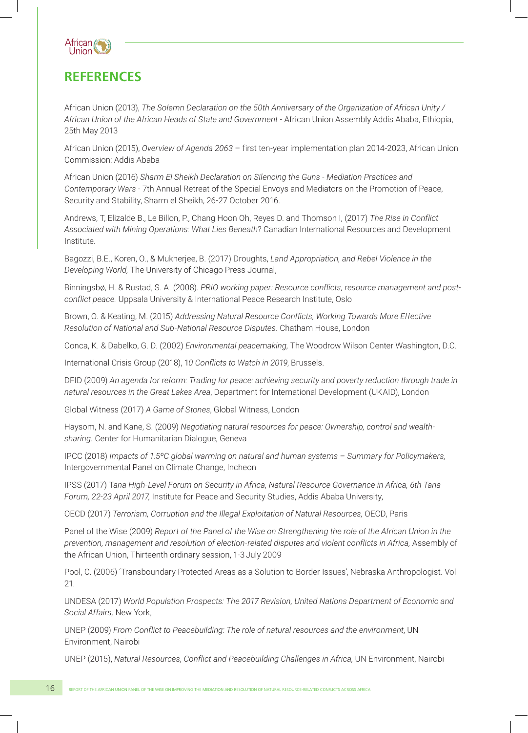## REFERENCES

African Union (2013), *The Solemn Declaration on the 50th Anniversary of the Organization of African Unity / African Union of the African Heads of State and Government* - African Union Assembly Addis Ababa, Ethiopia, 25th May 2013

African Union (2015), *Overview of Agenda 2063* – first ten-year implementation plan 2014-2023, African Union Commission: Addis Ababa

African Union (2016) *Sharm El Sheikh Declaration on Silencing the Guns - Mediation Practices and Contemporary Wars* - 7th Annual Retreat of the Special Envoys and Mediators on the Promotion of Peace, Security and Stability, Sharm el Sheikh, 26-27 October 2016.

Andrews, T, Elizalde B., Le Billon, P., Chang Hoon Oh, Reyes D. and Thomson I, (2017) *The Rise in Conflict Associated with Mining Operations: What Lies Beneath*? Canadian International Resources and Development Institute.

Bagozzi, B.E., Koren, O., & Mukherjee, B. (2017) Droughts, *Land Appropriation, and Rebel Violence in the Developing World,* The University of Chicago Press Journal,

Binningsbø, H. & Rustad, S. A. (2008). *PRIO working paper: Resource conflicts, resource management and post-conflict peace.* Uppsala University & International Peace Research Institute, Oslo

Brown, O. & Keating, M. (2015) *Addressing Natural Resource Conflicts, Working Towards More Effective Resolution of National and Sub-National Resource Disputes.* Chatham House, London

Conca, K. & Dabelko, G. D. (2002) *Environmental peacemaking,* The Woodrow Wilson Center Washington, D.C.

International Crisis Group (2018), 1*0 Conflicts to Watch in 2019*, Brussels.

DFID (2009) *An agenda for reform: Trading for peace: achieving security and poverty reduction through trade in natural resources in the Great Lakes Area*, Department for International Development (UKAID), London

Global Witness (2017) *A Game of Stones*, Global Witness, London

Haysom, N. and Kane, S. (2009) *Negotiating natural resources for peace: Ownership, control and wealth-sharing.* Center for Humanitarian Dialogue, Geneva

IPCC (2018) *Impacts of 1.5ºC global warming on natural and human systems – Summary for Policymakers,* Intergovernmental Panel on Climate Change, Incheon

IPSS (2017) T*ana High-Level Forum on Security in Africa, Natural Resource Governance in Africa, 6th Tana Forum, 22-23 April 2017,* Institute for Peace and Security Studies, Addis Ababa University,

OECD (2017) *Terrorism, Corruption and the Illegal Exploitation of Natural Resources,* OECD, Paris

Panel of the Wise (2009) *Report of the Panel of the Wise on Strengthening the role of the African Union in the prevention, management and resolution of election-related disputes and violent conflicts in Africa,* Assembly of the African Union, Thirteenth ordinary session, 1-3 July 2009

Pool, C. (2006) 'Transboundary Protected Areas as a Solution to Border Issues', Nebraska Anthropologist. Vol 21.

UNDESA (2017) *World Population Prospects: The 2017 Revision, United Nations Department of Economic and Social Affairs,* New York,

UNEP (2009) *From Conflict to Peacebuilding: The role of natural resources and the environment*, UN Environment, Nairobi

UNEP (2015), *Natural Resources, Conflict and Peacebuilding Challenges in Africa,* UN Environment, Nairobi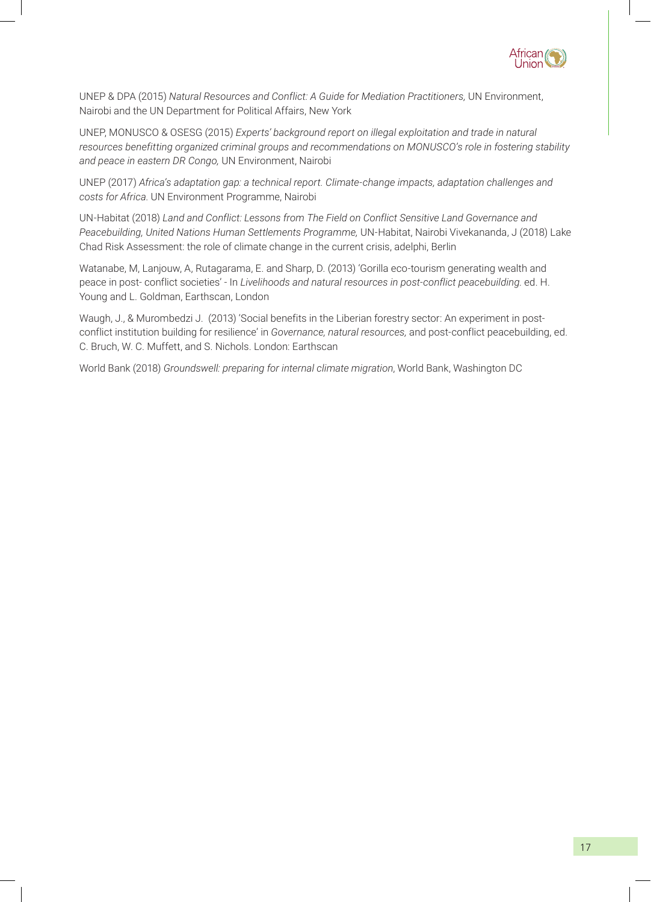UNEP & DPA (2015) *Natural Resources and Conflict: A Guide for Mediation Practitioners,* UN Environment, Nairobi and the UN Department for Political Affairs, New York

UNEP, MONUSCO & OSESG (2015) *Experts' background report on illegal exploitation and trade in natural resources benefitting organized criminal groups and recommendations on MONUSCO's role in fostering stability and peace in eastern DR Congo,* UN Environment, Nairobi

UNEP (2017) *Africa's adaptation gap: a technical report. Climate-change impacts, adaptation challenges and costs for Africa.* UN Environment Programme, Nairobi

UN-Habitat (2018) *Land and Conflict: Lessons from The Field on Conflict Sensitive Land Governance and Peacebuilding, United Nations Human Settlements Programme,* UN-Habitat, Nairobi Vivekananda, J (2018) Lake Chad Risk Assessment: the role of climate change in the current crisis, adelphi, Berlin

Watanabe, M, Lanjouw, A, Rutagarama, E. and Sharp, D. (2013) 'Gorilla eco-tourism generating wealth and peace in post- conflict societies' - In *Livelihoods and natural resources in post-conflict peacebuilding.* ed. H. Young and L. Goldman, Earthscan, London

Waugh, J., & Murombedzi J. (2013) 'Social benefits in the Liberian forestry sector: An experiment in post-conflict institution building for resilience' in *Governance, natural resources,* and post-conflict peacebuilding, ed. C. Bruch, W. C. Muffett, and S. Nichols. London: Earthscan

World Bank (2018) *Groundswell: preparing for internal climate migration*, World Bank, Washington DC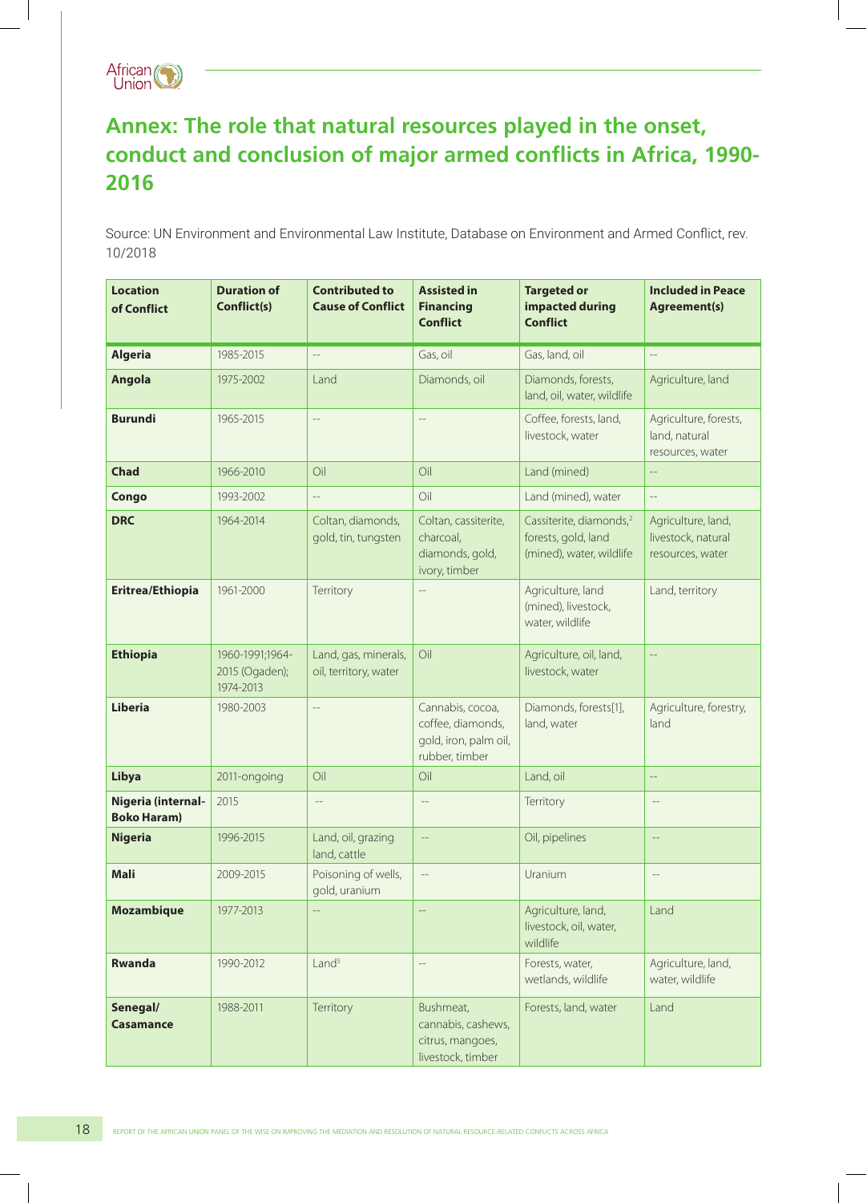## Annex: The role that natural resources played in the onset, conduct and conclusion of major armed conflicts in Africa, 1990-2016

Source: UN Environment and Environmental Law Institute, Database on Environment and Armed Conflict, rev. 10/2018

| Location of Conflict | Duration of Conflict(s) | Contributed to Cause of Conflict | Assisted in Financing Conflict | Targeted or impacted during Conflict | Included in Peace Agreement(s) |
|---|---|---|---|---|---|
| **Algeria** | 1985-2015 | -- | Gas, oil | Gas, land, oil | -- |
| **Angola** | 1975-2002 | Land | Diamonds, oil | Diamonds, forests, land, oil, water, wildlife | Agriculture, land |
| **Burundi** | 1965-2015 | -- | -- | Coffee, forests, land, livestock, water | Agriculture, forests, land, natural resources, water |
| **Chad** | 1966-2010 | Oil | Oil | Land (mined) | -- |
| **Congo** | 1993-2002 | -- | Oil | Land (mined), water | -- |
| **DRC** | 1964-2014 | Coltan, diamonds, gold, tin, tungsten | Coltan, cassiterite, charcoal, diamonds, gold, ivory, timber | Cassiterite, diamonds,[2] forests, gold, land (mined), water, wildlife | Agriculture, land, livestock, natural resources, water |
| **Eritrea/Ethiopia** | 1961-2000 | Territory | -- | Agriculture, land (mined), livestock, water, wildlife | Land, territory |
| **Ethiopia** | 1960-1991;1964-2015 (Ogaden); 1974-2013 | Land, gas, minerals, oil, territory, water | Oil | Agriculture, oil, land, livestock, water | -- |
| **Liberia** | 1980-2003 | -- | Cannabis, cocoa, coffee, diamonds, gold, iron, palm oil, rubber, timber | Diamonds, forests[1], land, water | Agriculture, forestry, land |
| **Libya** | 2011-ongoing | Oil | Oil | Land, oil | -- |
| **Nigeria (internal-Boko Haram)** | 2015 | -- | -- | Territory | -- |
| **Nigeria** | 1996-2015 | Land, oil, grazing land, cattle | -- | Oil, pipelines | -- |
| **Mali** | 2009-2015 | Poisoning of wells, gold, uranium | -- | Uranium | -- |
| **Mozambique** | 1977-2013 | -- | -- | Agriculture, land, livestock, oil, water, wildlife | Land |
| **Rwanda** | 1990-2012 | Land[5] | -- | Forests, water, wetlands, wildlife | Agriculture, land, water, wildlife |
| **Senegal/ Casamance** | 1988-2011 | Territory | Bushmeat, cannabis, cashews, citrus, mangoes, livestock, timber | Forests, land, water | Land |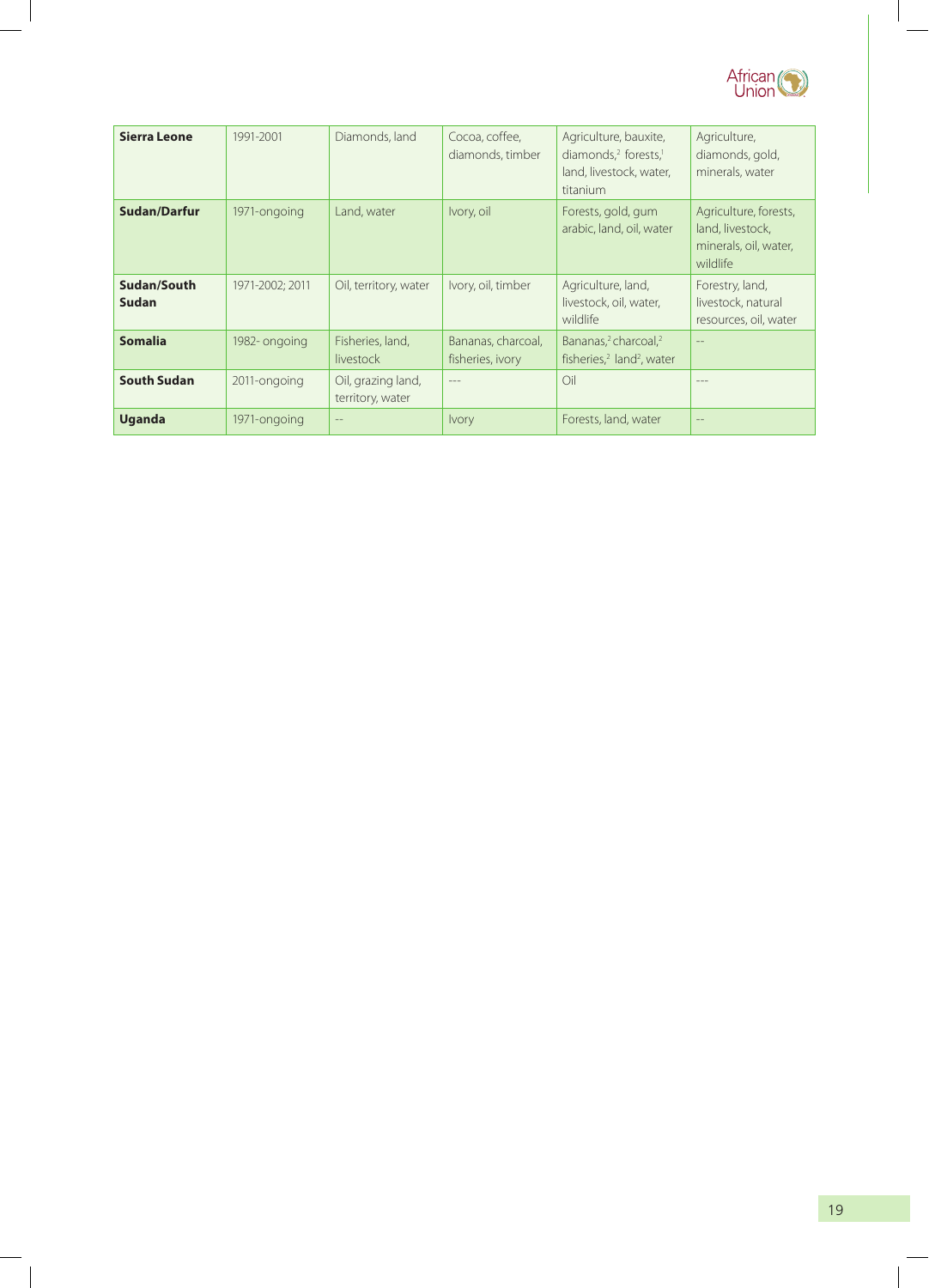| | | | | | |
|---|---|---|---|---|---|
| **Sierra Leone** | 1991-2001 | Diamonds, land | Cocoa, coffee, diamonds, timber | Agriculture, bauxite, diamonds,[2] forests,[1] land, livestock, water, titanium | Agriculture, diamonds, gold, minerals, water |
| **Sudan/Darfur** | 1971-ongoing | Land, water | Ivory, oil | Forests, gold, gum arabic, land, oil, water | Agriculture, forests, land, livestock, minerals, oil, water, wildlife |
| **Sudan/South Sudan** | 1971-2002; 2011 | Oil, territory, water | Ivory, oil, timber | Agriculture, land, livestock, oil, water, wildlife | Forestry, land, livestock, natural resources, oil, water |
| **Somalia** | 1982- ongoing | Fisheries, land, livestock | Bananas, charcoal, fisheries, ivory | Bananas,[2] charcoal,[2] fisheries,[2] land[2], water | -- |
| **South Sudan** | 2011-ongoing | Oil, grazing land, territory, water | --- | Oil | --- |
| **Uganda** | 1971-ongoing | -- | Ivory | Forests, land, water | -- |